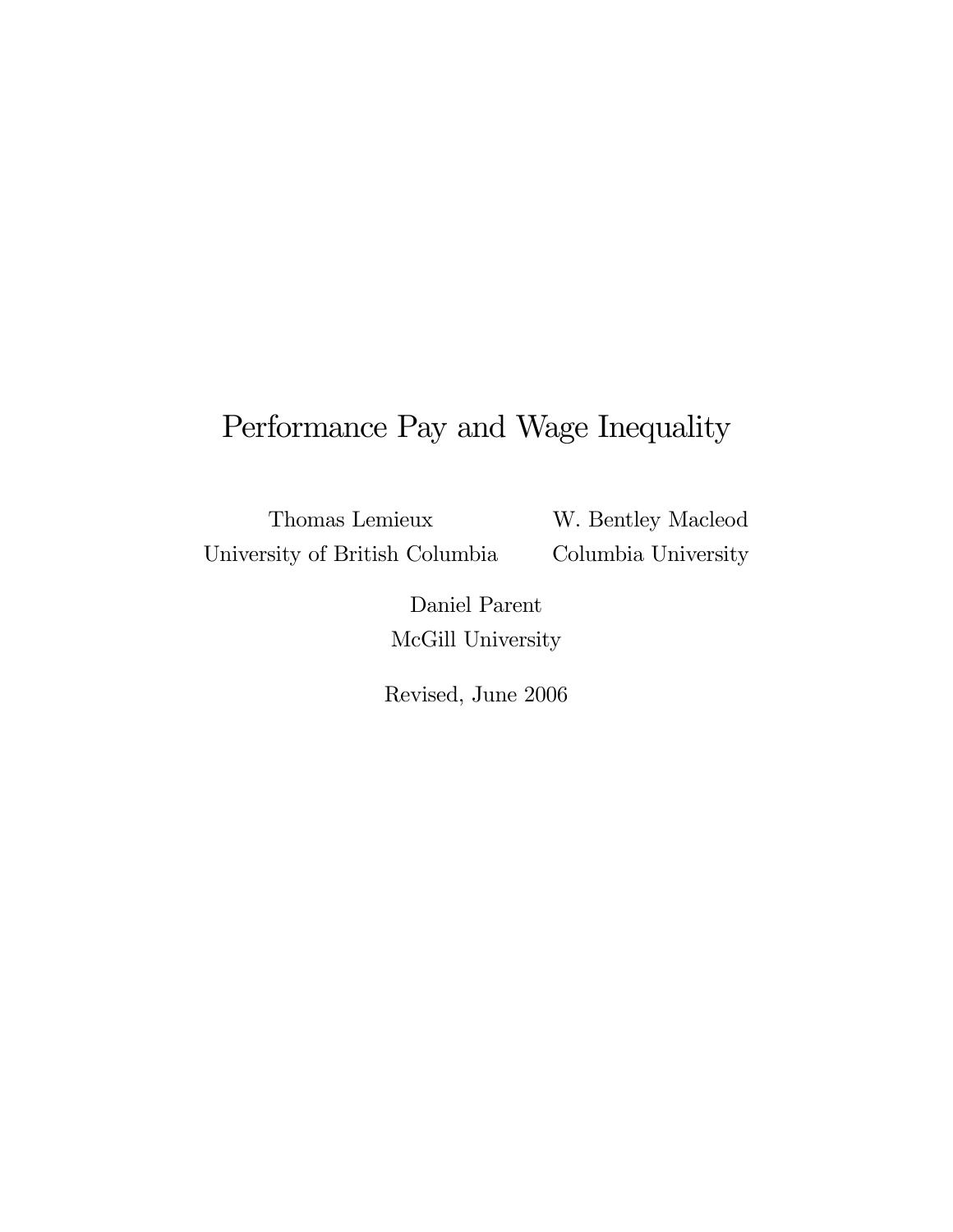# Performance Pay and Wage Inequality

Thomas Lemieux
University of British Columbia

W. Bentley Macleod
Columbia University

Daniel Parent
McGill University

Revised, June 2006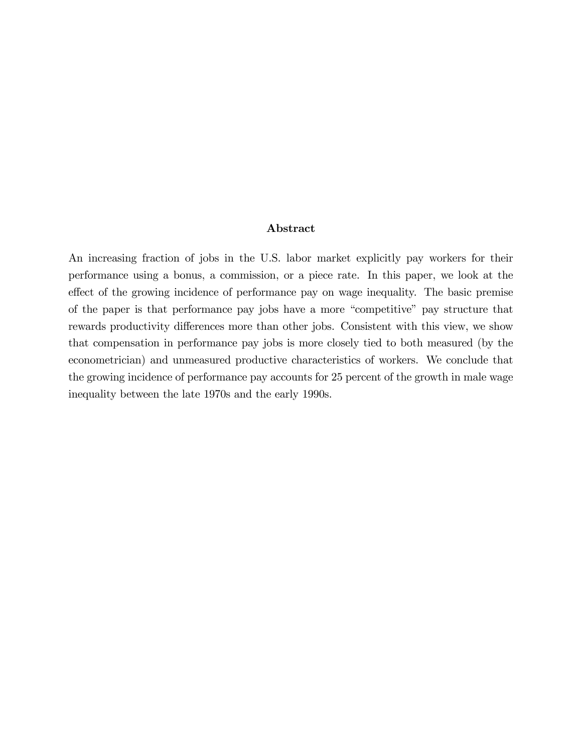### Abstract

An increasing fraction of jobs in the U.S. labor market explicitly pay workers for their performance using a bonus, a commission, or a piece rate. In this paper, we look at the effect of the growing incidence of performance pay on wage inequality. The basic premise of the paper is that performance pay jobs have a more "competitive" pay structure that rewards productivity differences more than other jobs. Consistent with this view, we show that compensation in performance pay jobs is more closely tied to both measured (by the econometrician) and unmeasured productive characteristics of workers. We conclude that the growing incidence of performance pay accounts for 25 percent of the growth in male wage inequality between the late 1970s and the early 1990s.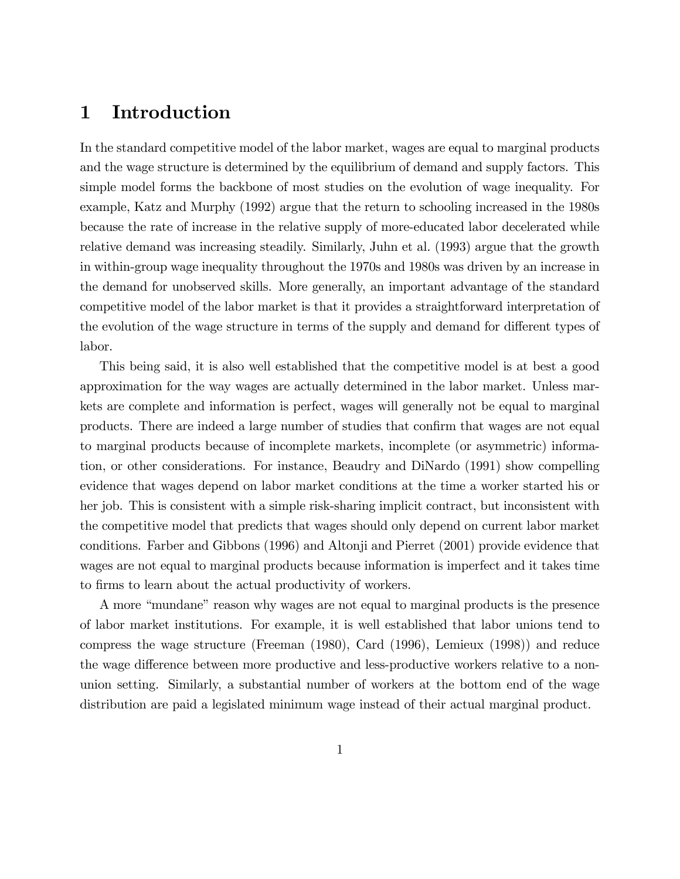# 1 Introduction

In the standard competitive model of the labor market, wages are equal to marginal products and the wage structure is determined by the equilibrium of demand and supply factors. This simple model forms the backbone of most studies on the evolution of wage inequality. For example, Katz and Murphy (1992) argue that the return to schooling increased in the 1980s because the rate of increase in the relative supply of more-educated labor decelerated while relative demand was increasing steadily. Similarly, Juhn et al. (1993) argue that the growth in within-group wage inequality throughout the 1970s and 1980s was driven by an increase in the demand for unobserved skills. More generally, an important advantage of the standard competitive model of the labor market is that it provides a straightforward interpretation of the evolution of the wage structure in terms of the supply and demand for different types of labor.

This being said, it is also well established that the competitive model is at best a good approximation for the way wages are actually determined in the labor market. Unless markets are complete and information is perfect, wages will generally not be equal to marginal products. There are indeed a large number of studies that confirm that wages are not equal to marginal products because of incomplete markets, incomplete (or asymmetric) information, or other considerations. For instance, Beaudry and DiNardo (1991) show compelling evidence that wages depend on labor market conditions at the time a worker started his or her job. This is consistent with a simple risk-sharing implicit contract, but inconsistent with the competitive model that predicts that wages should only depend on current labor market conditions. Farber and Gibbons (1996) and Altonji and Pierret (2001) provide evidence that wages are not equal to marginal products because information is imperfect and it takes time to firms to learn about the actual productivity of workers.

A more "mundane" reason why wages are not equal to marginal products is the presence of labor market institutions. For example, it is well established that labor unions tend to compress the wage structure (Freeman (1980), Card (1996), Lemieux (1998)) and reduce the wage difference between more productive and less-productive workers relative to a non-union setting. Similarly, a substantial number of workers at the bottom end of the wage distribution are paid a legislated minimum wage instead of their actual marginal product.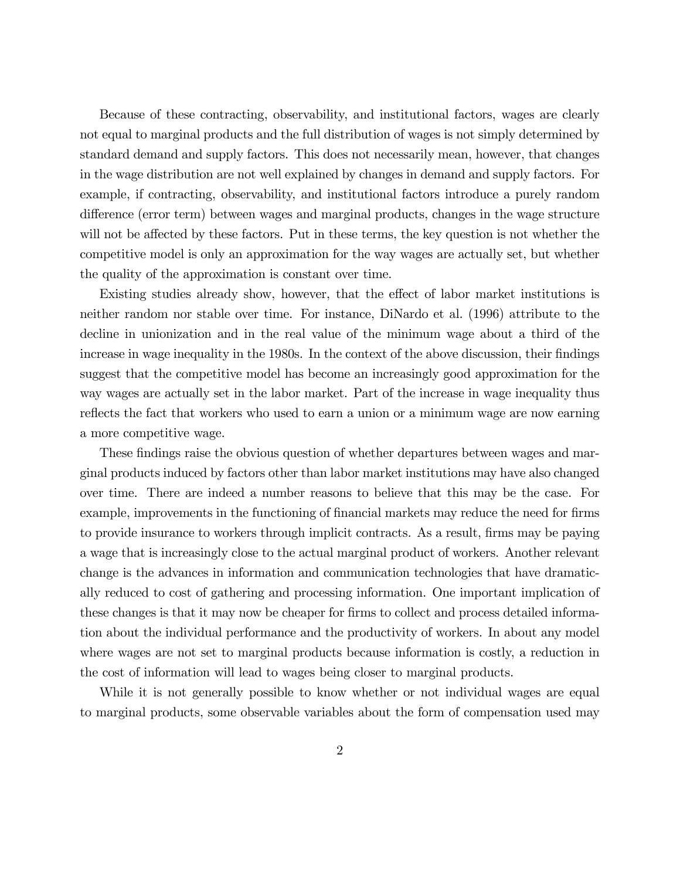Because of these contracting, observability, and institutional factors, wages are clearly not equal to marginal products and the full distribution of wages is not simply determined by standard demand and supply factors. This does not necessarily mean, however, that changes in the wage distribution are not well explained by changes in demand and supply factors. For example, if contracting, observability, and institutional factors introduce a purely random difference (error term) between wages and marginal products, changes in the wage structure will not be affected by these factors. Put in these terms, the key question is not whether the competitive model is only an approximation for the way wages are actually set, but whether the quality of the approximation is constant over time.

Existing studies already show, however, that the effect of labor market institutions is neither random nor stable over time. For instance, DiNardo et al. (1996) attribute to the decline in unionization and in the real value of the minimum wage about a third of the increase in wage inequality in the 1980s. In the context of the above discussion, their findings suggest that the competitive model has become an increasingly good approximation for the way wages are actually set in the labor market. Part of the increase in wage inequality thus reflects the fact that workers who used to earn a union or a minimum wage are now earning a more competitive wage.

These findings raise the obvious question of whether departures between wages and marginal products induced by factors other than labor market institutions may have also changed over time. There are indeed a number reasons to believe that this may be the case. For example, improvements in the functioning of financial markets may reduce the need for firms to provide insurance to workers through implicit contracts. As a result, firms may be paying a wage that is increasingly close to the actual marginal product of workers. Another relevant change is the advances in information and communication technologies that have dramatically reduced to cost of gathering and processing information. One important implication of these changes is that it may now be cheaper for firms to collect and process detailed information about the individual performance and the productivity of workers. In about any model where wages are not set to marginal products because information is costly, a reduction in the cost of information will lead to wages being closer to marginal products.

While it is not generally possible to know whether or not individual wages are equal to marginal products, some observable variables about the form of compensation used may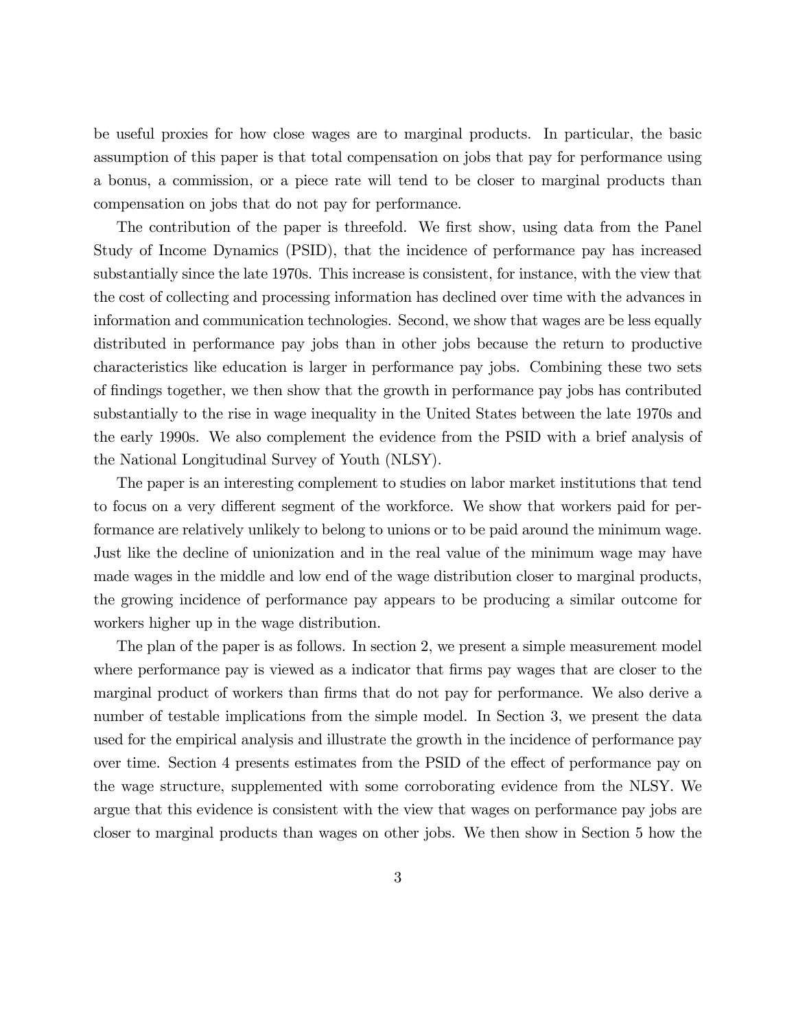be useful proxies for how close wages are to marginal products. In particular, the basic assumption of this paper is that total compensation on jobs that pay for performance using a bonus, a commission, or a piece rate will tend to be closer to marginal products than compensation on jobs that do not pay for performance.

The contribution of the paper is threefold. We first show, using data from the Panel Study of Income Dynamics (PSID), that the incidence of performance pay has increased substantially since the late 1970s. This increase is consistent, for instance, with the view that the cost of collecting and processing information has declined over time with the advances in information and communication technologies. Second, we show that wages are be less equally distributed in performance pay jobs than in other jobs because the return to productive characteristics like education is larger in performance pay jobs. Combining these two sets of findings together, we then show that the growth in performance pay jobs has contributed substantially to the rise in wage inequality in the United States between the late 1970s and the early 1990s. We also complement the evidence from the PSID with a brief analysis of the National Longitudinal Survey of Youth (NLSY).

The paper is an interesting complement to studies on labor market institutions that tend to focus on a very different segment of the workforce. We show that workers paid for performance are relatively unlikely to belong to unions or to be paid around the minimum wage. Just like the decline of unionization and in the real value of the minimum wage may have made wages in the middle and low end of the wage distribution closer to marginal products, the growing incidence of performance pay appears to be producing a similar outcome for workers higher up in the wage distribution.

The plan of the paper is as follows. In section 2, we present a simple measurement model where performance pay is viewed as a indicator that firms pay wages that are closer to the marginal product of workers than firms that do not pay for performance. We also derive a number of testable implications from the simple model. In Section 3, we present the data used for the empirical analysis and illustrate the growth in the incidence of performance pay over time. Section 4 presents estimates from the PSID of the effect of performance pay on the wage structure, supplemented with some corroborating evidence from the NLSY. We argue that this evidence is consistent with the view that wages on performance pay jobs are closer to marginal products than wages on other jobs. We then show in Section 5 how the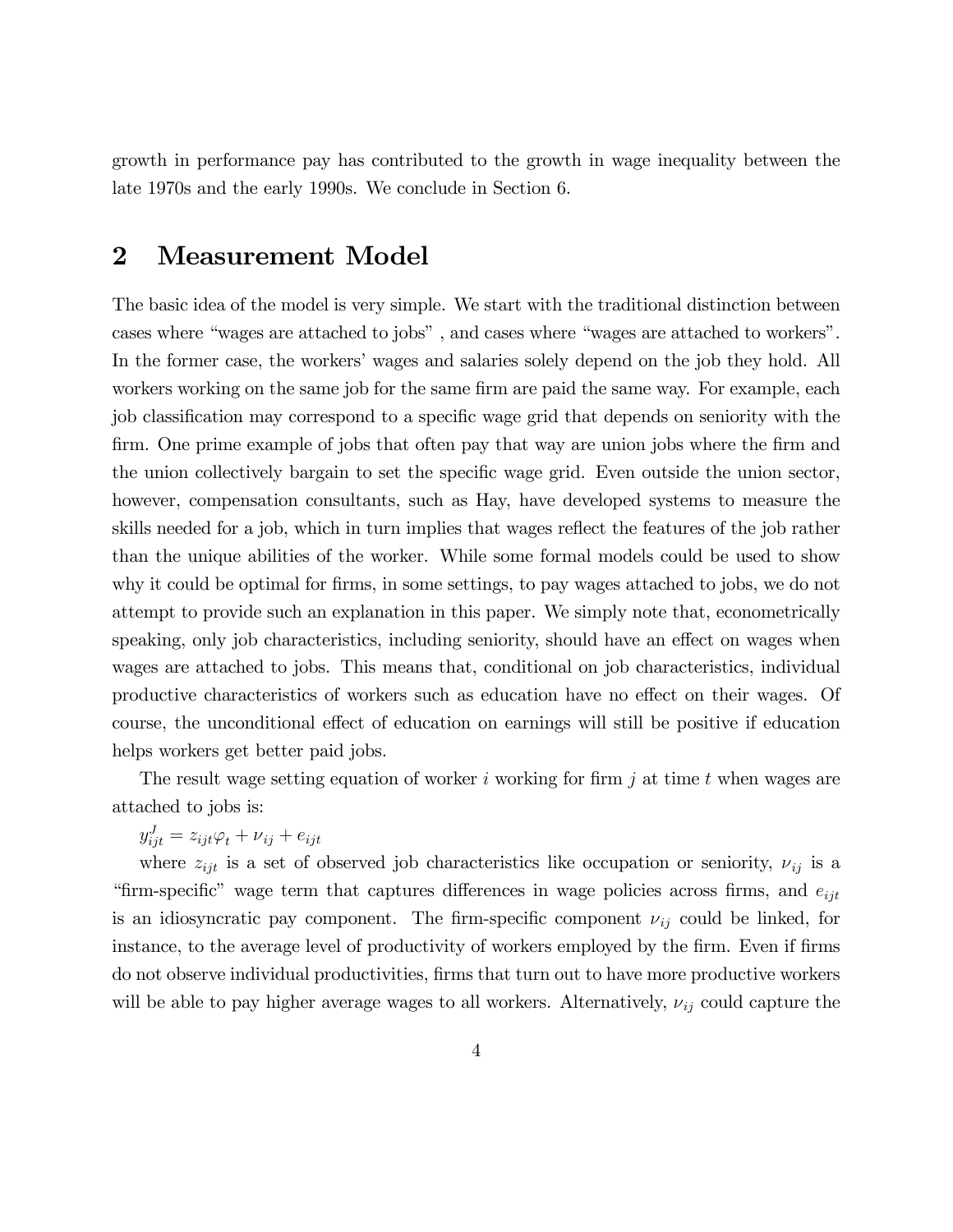growth in performance pay has contributed to the growth in wage inequality between the late 1970s and the early 1990s. We conclude in Section 6.

## 2 Measurement Model

The basic idea of the model is very simple. We start with the traditional distinction between cases where "wages are attached to jobs" , and cases where "wages are attached to workers". In the former case, the workers' wages and salaries solely depend on the job they hold. All workers working on the same job for the same firm are paid the same way. For example, each job classification may correspond to a specific wage grid that depends on seniority with the firm. One prime example of jobs that often pay that way are union jobs where the firm and the union collectively bargain to set the specific wage grid. Even outside the union sector, however, compensation consultants, such as Hay, have developed systems to measure the skills needed for a job, which in turn implies that wages reflect the features of the job rather than the unique abilities of the worker. While some formal models could be used to show why it could be optimal for firms, in some settings, to pay wages attached to jobs, we do not attempt to provide such an explanation in this paper. We simply note that, econometrically speaking, only job characteristics, including seniority, should have an effect on wages when wages are attached to jobs. This means that, conditional on job characteristics, individual productive characteristics of workers such as education have no effect on their wages. Of course, the unconditional effect of education on earnings will still be positive if education helps workers get better paid jobs.

The result wage setting equation of worker $i$ working for firm $j$ at time $t$ when wages are attached to jobs is:

$$y_{ijt}^{J} = z_{ijt}\varphi_t + \nu_{ij} + e_{ijt}$$

where $z_{ijt}$ is a set of observed job characteristics like occupation or seniority, $\nu_{ij}$ is a "firm-specific" wage term that captures differences in wage policies across firms, and $e_{ijt}$ is an idiosyncratic pay component. The firm-specific component $\nu_{ij}$ could be linked, for instance, to the average level of productivity of workers employed by the firm. Even if firms do not observe individual productivities, firms that turn out to have more productive workers will be able to pay higher average wages to all workers. Alternatively, $\nu_{ij}$ could capture the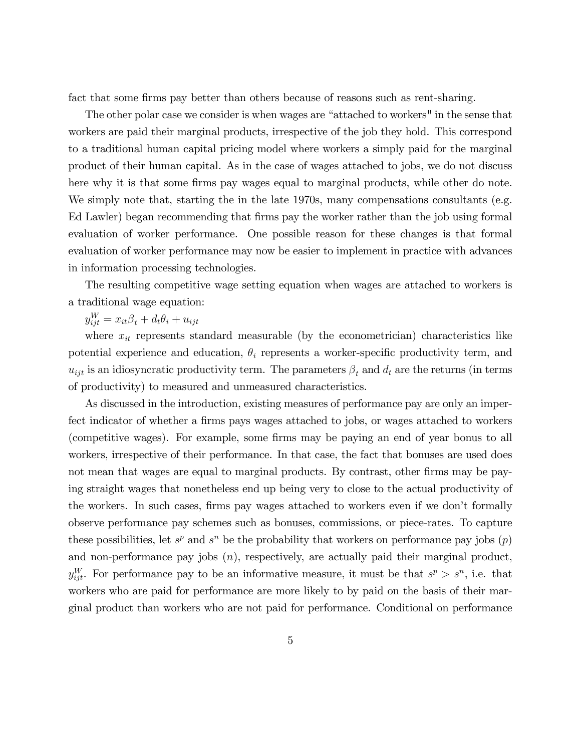fact that some firms pay better than others because of reasons such as rent-sharing.

The other polar case we consider is when wages are "attached to workers" in the sense that workers are paid their marginal products, irrespective of the job they hold. This correspond to a traditional human capital pricing model where workers a simply paid for the marginal product of their human capital. As in the case of wages attached to jobs, we do not discuss here why it is that some firms pay wages equal to marginal products, while other do note. We simply note that, starting the in the late 1970s, many compensations consultants (e.g. Ed Lawler) began recommending that firms pay the worker rather than the job using formal evaluation of worker performance. One possible reason for these changes is that formal evaluation of worker performance may now be easier to implement in practice with advances in information processing technologies.

The resulting competitive wage setting equation when wages are attached to workers is a traditional wage equation:

$y_{ijt}^{W} = x_{it}\beta_t + d_t\theta_i + u_{ijt}$

where $x_{it}$ represents standard measurable (by the econometrician) characteristics like potential experience and education, $\theta_i$ represents a worker-specific productivity term, and $u_{ijt}$ is an idiosyncratic productivity term. The parameters $\beta_t$ and $d_t$ are the returns (in terms of productivity) to measured and unmeasured characteristics.

As discussed in the introduction, existing measures of performance pay are only an imperfect indicator of whether a firms pays wages attached to jobs, or wages attached to workers (competitive wages). For example, some firms may be paying an end of year bonus to all workers, irrespective of their performance. In that case, the fact that bonuses are used does not mean that wages are equal to marginal products. By contrast, other firms may be paying straight wages that nonetheless end up being very to close to the actual productivity of the workers. In such cases, firms pay wages attached to workers even if we don't formally observe performance pay schemes such as bonuses, commissions, or piece-rates. To capture these possibilities, let $s^p$ and $s^n$ be the probability that workers on performance pay jobs ($p$) and non-performance pay jobs ($n$), respectively, are actually paid their marginal product, $y_{ijt}^{W}$. For performance pay to be an informative measure, it must be that $s^p > s^n$, i.e. that workers who are paid for performance are more likely to by paid on the basis of their marginal product than workers who are not paid for performance. Conditional on performance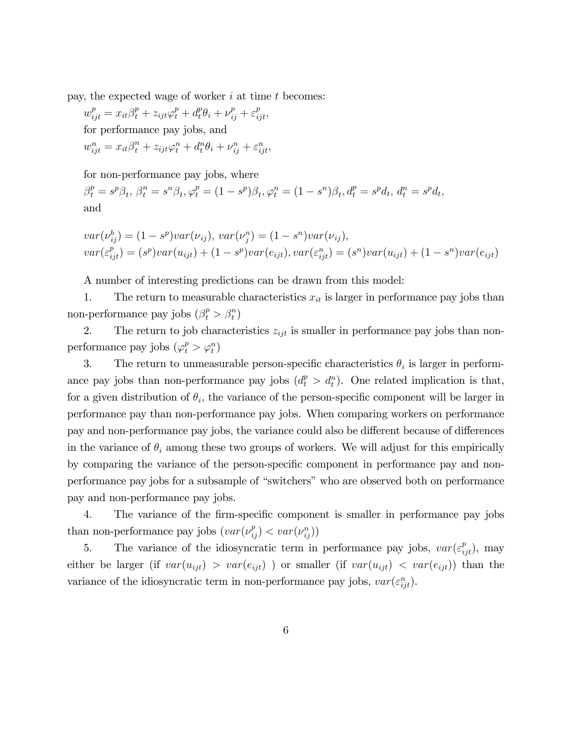pay, the expected wage of worker $i$ at time $t$ becomes:

$$w_{ijt}^p = x_{it}\beta_t^p + z_{ijt}\varphi_t^p + d_t^p\theta_i + \nu_{ij}^p + \varepsilon_{ijt}^p,$$

for performance pay jobs, and

$$w_{ijt}^n = x_{it}\beta_t^n + z_{ijt}\varphi_t^n + d_t^n\theta_i + \nu_{ij}^n + \varepsilon_{ijt}^n,$$

for non-performance pay jobs, where

$$\beta_t^p = s^p\beta_t,\ \beta_t^n = s^n\beta_t, \varphi_t^p = (1-s^p)\beta_t, \varphi_t^n = (1-s^n)\beta_t, d_t^p = s^p d_t,\ d_t^n = s^p d_t,$$

and

$$var(\nu_{ij}^b) = (1-s^p)var(\nu_{ij}),\ var(\nu_j^n) = (1-s^n)var(\nu_{ij}),$$
$$var(\varepsilon_{ijt}^p) = (s^p)var(u_{ijt}) + (1-s^p)var(e_{ijt}), var(\varepsilon_{ijt}^n) = (s^n)var(u_{ijt}) + (1-s^n)var(e_{ijt})$$

A number of interesting predictions can be drawn from this model:

1. The return to measurable characteristics $x_{it}$ is larger in performance pay jobs than non-performance pay jobs ($\beta_t^p > \beta_t^n$)

2. The return to job characteristics $z_{ijt}$ is smaller in performance pay jobs than non-performance pay jobs ($\varphi_t^p > \varphi_t^n$)

3. The return to unmeasurable person-specific characteristics $\theta_i$ is larger in performance pay jobs than non-performance pay jobs ($d_t^p > d_t^n$). One related implication is that, for a given distribution of $\theta_i$, the variance of the person-specific component will be larger in performance pay than non-performance pay jobs. When comparing workers on performance pay and non-performance pay jobs, the variance could also be different because of differences in the variance of $\theta_i$ among these two groups of workers. We will adjust for this empirically by comparing the variance of the person-specific component in performance pay and non-performance pay jobs for a subsample of "switchers" who are observed both on performance pay and non-performance pay jobs.

4. The variance of the firm-specific component is smaller in performance pay jobs than non-performance pay jobs ($var(\nu_{ij}^p) < var(\nu_{ij}^n)$)

5. The variance of the idiosyncratic term in performance pay jobs, $var(\varepsilon_{ijt}^p)$, may either be larger (if $var(u_{ijt}) > var(e_{ijt})$ ) or smaller (if $var(u_{ijt}) < var(e_{ijt})$) than the variance of the idiosyncratic term in non-performance pay jobs, $var(\varepsilon_{ijt}^n)$.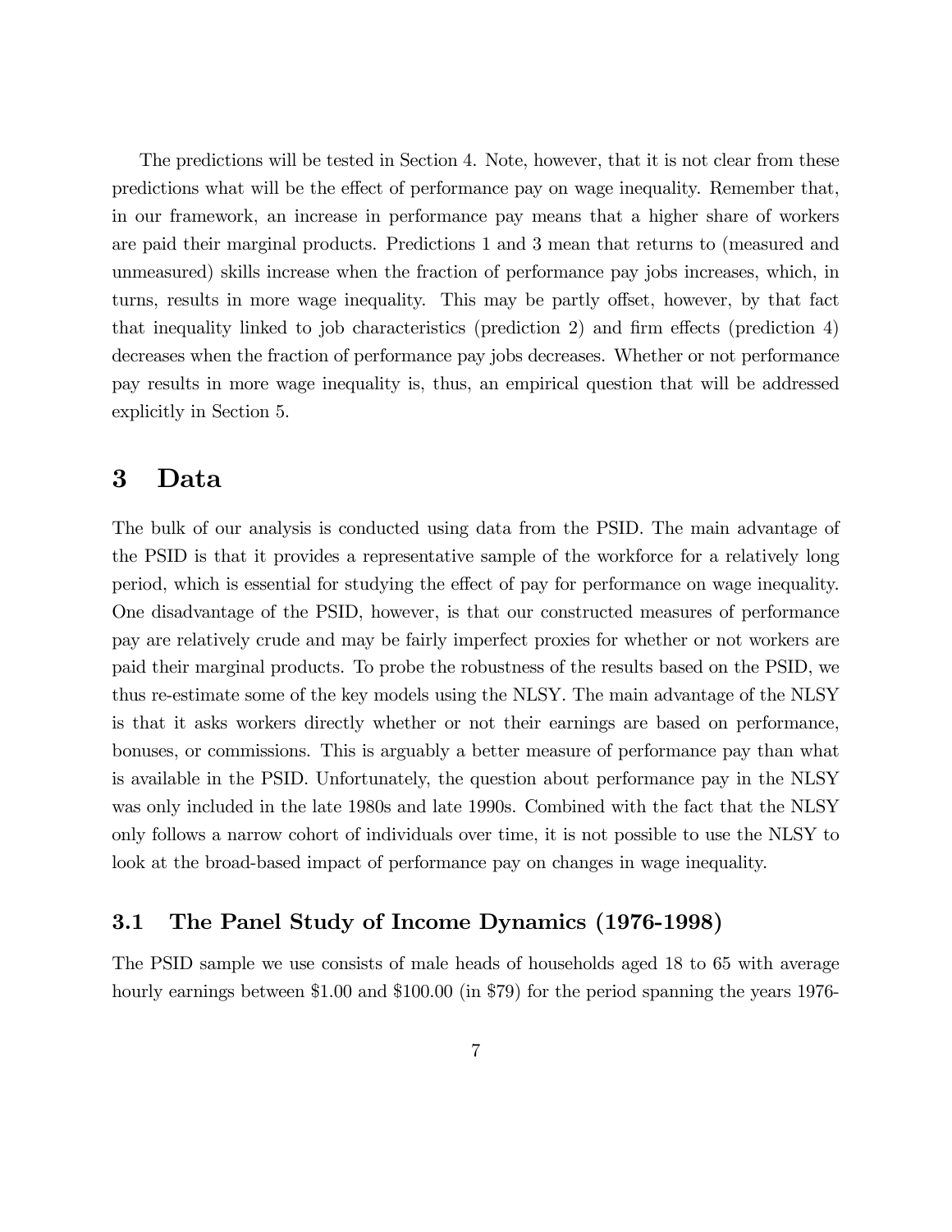The predictions will be tested in Section 4. Note, however, that it is not clear from these predictions what will be the effect of performance pay on wage inequality. Remember that, in our framework, an increase in performance pay means that a higher share of workers are paid their marginal products. Predictions 1 and 3 mean that returns to (measured and unmeasured) skills increase when the fraction of performance pay jobs increases, which, in turns, results in more wage inequality. This may be partly offset, however, by that fact that inequality linked to job characteristics (prediction 2) and firm effects (prediction 4) decreases when the fraction of performance pay jobs decreases. Whether or not performance pay results in more wage inequality is, thus, an empirical question that will be addressed explicitly in Section 5.

# 3 Data

The bulk of our analysis is conducted using data from the PSID. The main advantage of the PSID is that it provides a representative sample of the workforce for a relatively long period, which is essential for studying the effect of pay for performance on wage inequality. One disadvantage of the PSID, however, is that our constructed measures of performance pay are relatively crude and may be fairly imperfect proxies for whether or not workers are paid their marginal products. To probe the robustness of the results based on the PSID, we thus re-estimate some of the key models using the NLSY. The main advantage of the NLSY is that it asks workers directly whether or not their earnings are based on performance, bonuses, or commissions. This is arguably a better measure of performance pay than what is available in the PSID. Unfortunately, the question about performance pay in the NLSY was only included in the late 1980s and late 1990s. Combined with the fact that the NLSY only follows a narrow cohort of individuals over time, it is not possible to use the NLSY to look at the broad-based impact of performance pay on changes in wage inequality.

## 3.1 The Panel Study of Income Dynamics (1976-1998)

The PSID sample we use consists of male heads of households aged 18 to 65 with average hourly earnings between $1.00 and $100.00 (in $79) for the period spanning the years 1976-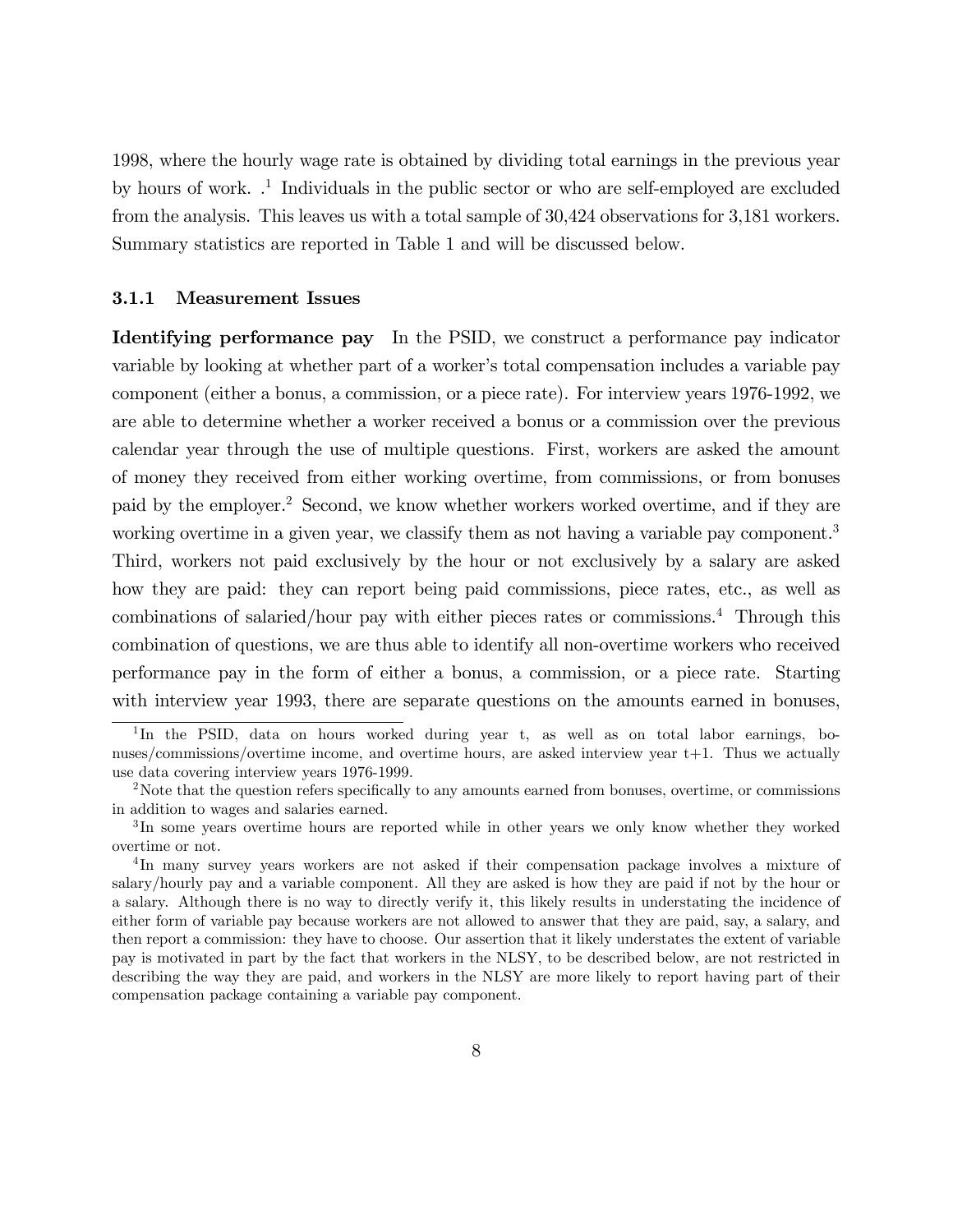1998, where the hourly wage rate is obtained by dividing total earnings in the previous year by hours of work. .[1] Individuals in the public sector or who are self-employed are excluded from the analysis. This leaves us with a total sample of 30,424 observations for 3,181 workers. Summary statistics are reported in Table 1 and will be discussed below.

### 3.1.1 Measurement Issues

**Identifying performance pay** In the PSID, we construct a performance pay indicator variable by looking at whether part of a worker's total compensation includes a variable pay component (either a bonus, a commission, or a piece rate). For interview years 1976-1992, we are able to determine whether a worker received a bonus or a commission over the previous calendar year through the use of multiple questions. First, workers are asked the amount of money they received from either working overtime, from commissions, or from bonuses paid by the employer.[2] Second, we know whether workers worked overtime, and if they are working overtime in a given year, we classify them as not having a variable pay component.[3] Third, workers not paid exclusively by the hour or not exclusively by a salary are asked how they are paid: they can report being paid commissions, piece rates, etc., as well as combinations of salaried/hour pay with either pieces rates or commissions.[4] Through this combination of questions, we are thus able to identify all non-overtime workers who received performance pay in the form of either a bonus, a commission, or a piece rate. Starting with interview year 1993, there are separate questions on the amounts earned in bonuses,

---

[1] In the PSID, data on hours worked during year t, as well as on total labor earnings, bonuses/commissions/overtime income, and overtime hours, are asked interview year t+1. Thus we actually use data covering interview years 1976-1999.

[2] Note that the question refers specifically to any amounts earned from bonuses, overtime, or commissions in addition to wages and salaries earned.

[3] In some years overtime hours are reported while in other years we only know whether they worked overtime or not.

[4] In many survey years workers are not asked if their compensation package involves a mixture of salary/hourly pay and a variable component. All they are asked is how they are paid if not by the hour or a salary. Although there is no way to directly verify it, this likely results in understating the incidence of either form of variable pay because workers are not allowed to answer that they are paid, say, a salary, and then report a commission: they have to choose. Our assertion that it likely understates the extent of variable pay is motivated in part by the fact that workers in the NLSY, to be described below, are not restricted in describing the way they are paid, and workers in the NLSY are more likely to report having part of their compensation package containing a variable pay component.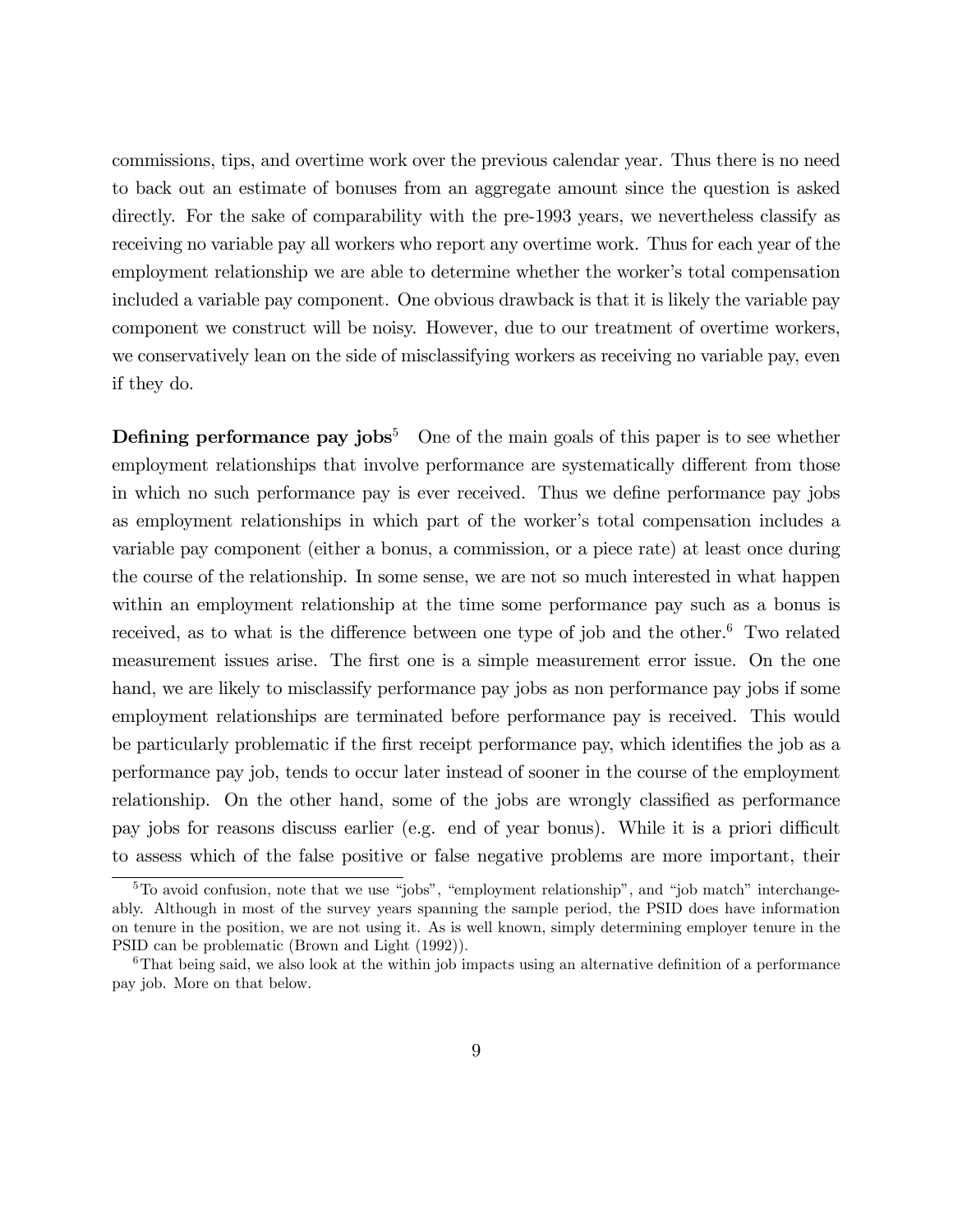commissions, tips, and overtime work over the previous calendar year. Thus there is no need to back out an estimate of bonuses from an aggregate amount since the question is asked directly. For the sake of comparability with the pre-1993 years, we nevertheless classify as receiving no variable pay all workers who report any overtime work. Thus for each year of the employment relationship we are able to determine whether the worker's total compensation included a variable pay component. One obvious drawback is that it is likely the variable pay component we construct will be noisy. However, due to our treatment of overtime workers, we conservatively lean on the side of misclassifying workers as receiving no variable pay, even if they do.

**Defining performance pay jobs**[5] One of the main goals of this paper is to see whether employment relationships that involve performance are systematically different from those in which no such performance pay is ever received. Thus we define performance pay jobs as employment relationships in which part of the worker's total compensation includes a variable pay component (either a bonus, a commission, or a piece rate) at least once during the course of the relationship. In some sense, we are not so much interested in what happen within an employment relationship at the time some performance pay such as a bonus is received, as to what is the difference between one type of job and the other.[6] Two related measurement issues arise. The first one is a simple measurement error issue. On the one hand, we are likely to misclassify performance pay jobs as non performance pay jobs if some employment relationships are terminated before performance pay is received. This would be particularly problematic if the first receipt performance pay, which identifies the job as a performance pay job, tends to occur later instead of sooner in the course of the employment relationship. On the other hand, some of the jobs are wrongly classified as performance pay jobs for reasons discuss earlier (e.g. end of year bonus). While it is a priori difficult to assess which of the false positive or false negative problems are more important, their

[5] To avoid confusion, note that we use "jobs", "employment relationship", and "job match" interchangeably. Although in most of the survey years spanning the sample period, the PSID does have information on tenure in the position, we are not using it. As is well known, simply determining employer tenure in the PSID can be problematic (Brown and Light (1992)).

[6] That being said, we also look at the within job impacts using an alternative definition of a performance pay job. More on that below.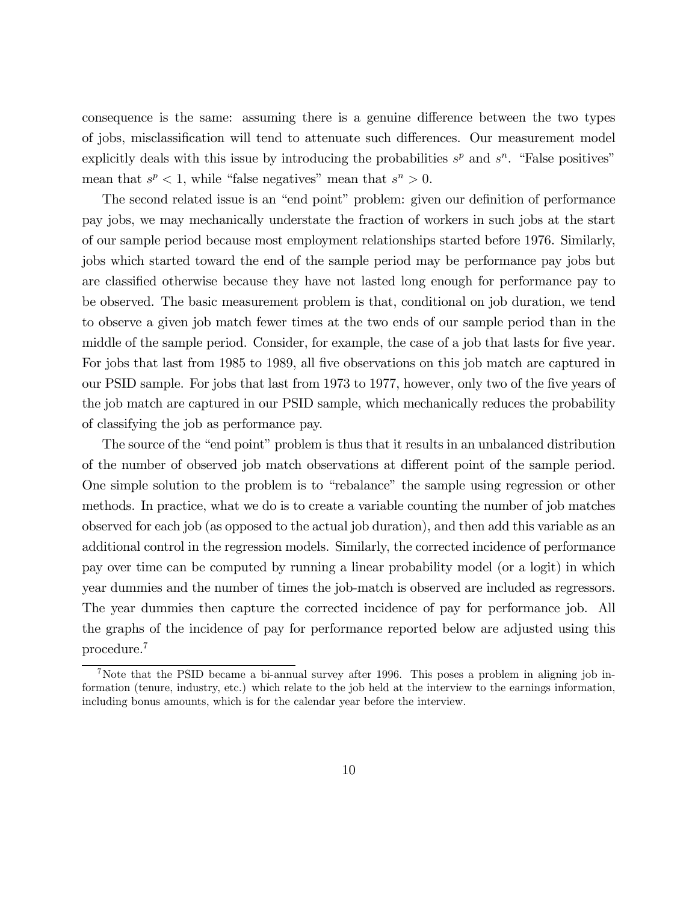consequence is the same: assuming there is a genuine difference between the two types of jobs, misclassification will tend to attenuate such differences. Our measurement model explicitly deals with this issue by introducing the probabilities $s^p$ and $s^n$. "False positives" mean that $s^p < 1$, while "false negatives" mean that $s^n > 0$.

The second related issue is an "end point" problem: given our definition of performance pay jobs, we may mechanically understate the fraction of workers in such jobs at the start of our sample period because most employment relationships started before 1976. Similarly, jobs which started toward the end of the sample period may be performance pay jobs but are classified otherwise because they have not lasted long enough for performance pay to be observed. The basic measurement problem is that, conditional on job duration, we tend to observe a given job match fewer times at the two ends of our sample period than in the middle of the sample period. Consider, for example, the case of a job that lasts for five year. For jobs that last from 1985 to 1989, all five observations on this job match are captured in our PSID sample. For jobs that last from 1973 to 1977, however, only two of the five years of the job match are captured in our PSID sample, which mechanically reduces the probability of classifying the job as performance pay.

The source of the "end point" problem is thus that it results in an unbalanced distribution of the number of observed job match observations at different point of the sample period. One simple solution to the problem is to "rebalance" the sample using regression or other methods. In practice, what we do is to create a variable counting the number of job matches observed for each job (as opposed to the actual job duration), and then add this variable as an additional control in the regression models. Similarly, the corrected incidence of performance pay over time can be computed by running a linear probability model (or a logit) in which year dummies and the number of times the job-match is observed are included as regressors. The year dummies then capture the corrected incidence of pay for performance job. All the graphs of the incidence of pay for performance reported below are adjusted using this procedure.[7]

[7] Note that the PSID became a bi-annual survey after 1996. This poses a problem in aligning job information (tenure, industry, etc.) which relate to the job held at the interview to the earnings information, including bonus amounts, which is for the calendar year before the interview.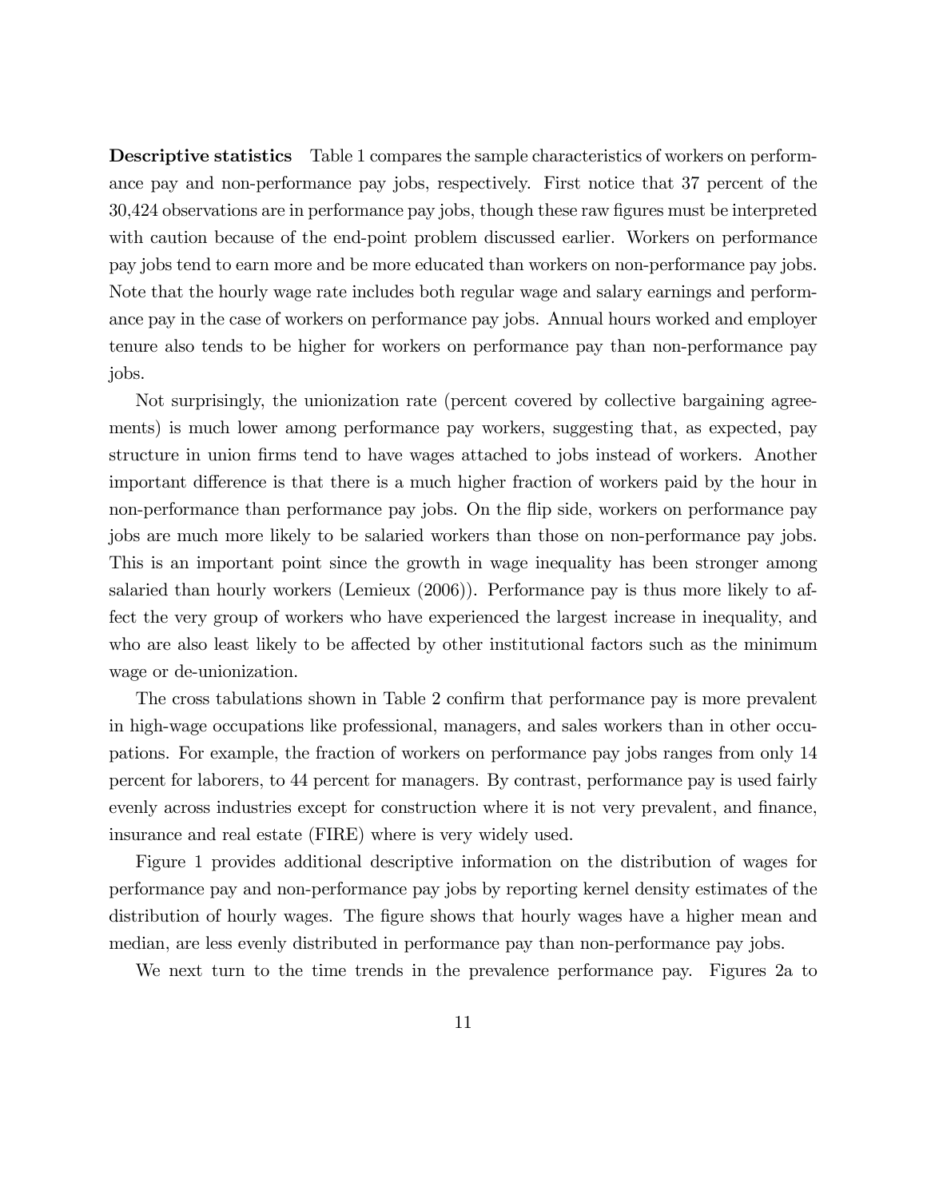**Descriptive statistics** Table 1 compares the sample characteristics of workers on performance pay and non-performance pay jobs, respectively. First notice that 37 percent of the 30,424 observations are in performance pay jobs, though these raw figures must be interpreted with caution because of the end-point problem discussed earlier. Workers on performance pay jobs tend to earn more and be more educated than workers on non-performance pay jobs. Note that the hourly wage rate includes both regular wage and salary earnings and performance pay in the case of workers on performance pay jobs. Annual hours worked and employer tenure also tends to be higher for workers on performance pay than non-performance pay jobs.

Not surprisingly, the unionization rate (percent covered by collective bargaining agreements) is much lower among performance pay workers, suggesting that, as expected, pay structure in union firms tend to have wages attached to jobs instead of workers. Another important difference is that there is a much higher fraction of workers paid by the hour in non-performance than performance pay jobs. On the flip side, workers on performance pay jobs are much more likely to be salaried workers than those on non-performance pay jobs. This is an important point since the growth in wage inequality has been stronger among salaried than hourly workers (Lemieux (2006)). Performance pay is thus more likely to affect the very group of workers who have experienced the largest increase in inequality, and who are also least likely to be affected by other institutional factors such as the minimum wage or de-unionization.

The cross tabulations shown in Table 2 confirm that performance pay is more prevalent in high-wage occupations like professional, managers, and sales workers than in other occupations. For example, the fraction of workers on performance pay jobs ranges from only 14 percent for laborers, to 44 percent for managers. By contrast, performance pay is used fairly evenly across industries except for construction where it is not very prevalent, and finance, insurance and real estate (FIRE) where is very widely used.

Figure 1 provides additional descriptive information on the distribution of wages for performance pay and non-performance pay jobs by reporting kernel density estimates of the distribution of hourly wages. The figure shows that hourly wages have a higher mean and median, are less evenly distributed in performance pay than non-performance pay jobs.

We next turn to the time trends in the prevalence performance pay. Figures 2a to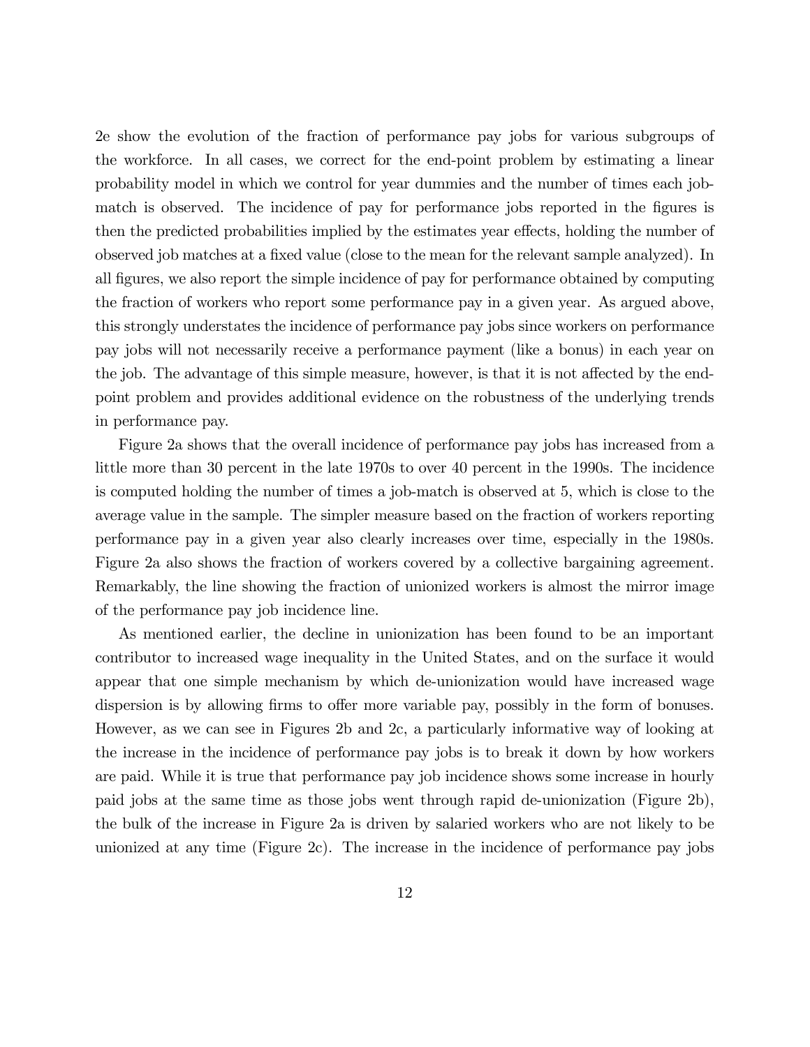2e show the evolution of the fraction of performance pay jobs for various subgroups of the workforce. In all cases, we correct for the end-point problem by estimating a linear probability model in which we control for year dummies and the number of times each job-match is observed. The incidence of pay for performance jobs reported in the figures is then the predicted probabilities implied by the estimates year effects, holding the number of observed job matches at a fixed value (close to the mean for the relevant sample analyzed). In all figures, we also report the simple incidence of pay for performance obtained by computing the fraction of workers who report some performance pay in a given year. As argued above, this strongly understates the incidence of performance pay jobs since workers on performance pay jobs will not necessarily receive a performance payment (like a bonus) in each year on the job. The advantage of this simple measure, however, is that it is not affected by the end-point problem and provides additional evidence on the robustness of the underlying trends in performance pay.

Figure 2a shows that the overall incidence of performance pay jobs has increased from a little more than 30 percent in the late 1970s to over 40 percent in the 1990s. The incidence is computed holding the number of times a job-match is observed at 5, which is close to the average value in the sample. The simpler measure based on the fraction of workers reporting performance pay in a given year also clearly increases over time, especially in the 1980s. Figure 2a also shows the fraction of workers covered by a collective bargaining agreement. Remarkably, the line showing the fraction of unionized workers is almost the mirror image of the performance pay job incidence line.

As mentioned earlier, the decline in unionization has been found to be an important contributor to increased wage inequality in the United States, and on the surface it would appear that one simple mechanism by which de-unionization would have increased wage dispersion is by allowing firms to offer more variable pay, possibly in the form of bonuses. However, as we can see in Figures 2b and 2c, a particularly informative way of looking at the increase in the incidence of performance pay jobs is to break it down by how workers are paid. While it is true that performance pay job incidence shows some increase in hourly paid jobs at the same time as those jobs went through rapid de-unionization (Figure 2b), the bulk of the increase in Figure 2a is driven by salaried workers who are not likely to be unionized at any time (Figure 2c). The increase in the incidence of performance pay jobs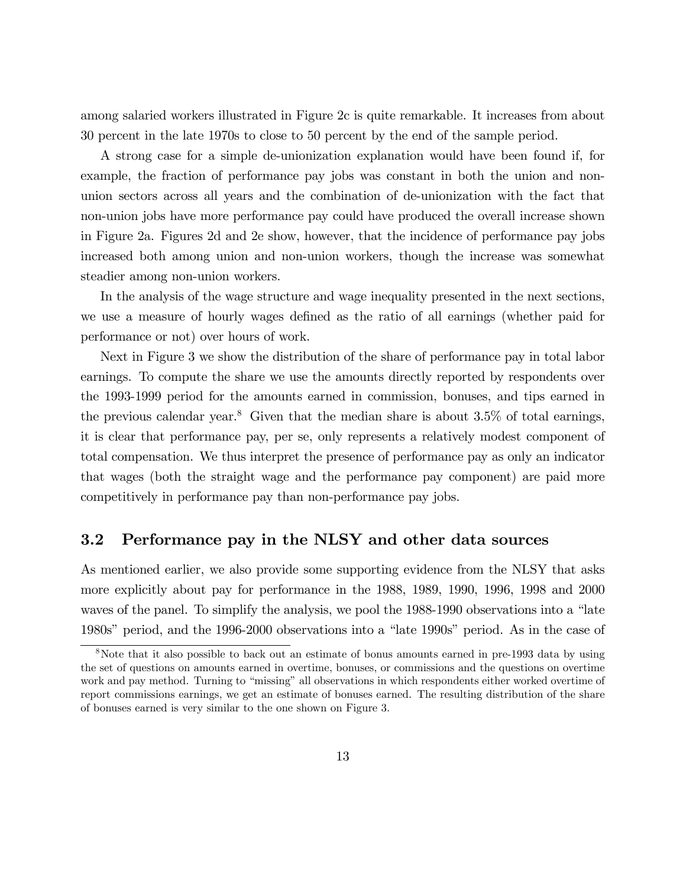among salaried workers illustrated in Figure 2c is quite remarkable. It increases from about 30 percent in the late 1970s to close to 50 percent by the end of the sample period.

A strong case for a simple de-unionization explanation would have been found if, for example, the fraction of performance pay jobs was constant in both the union and non-union sectors across all years and the combination of de-unionization with the fact that non-union jobs have more performance pay could have produced the overall increase shown in Figure 2a. Figures 2d and 2e show, however, that the incidence of performance pay jobs increased both among union and non-union workers, though the increase was somewhat steadier among non-union workers.

In the analysis of the wage structure and wage inequality presented in the next sections, we use a measure of hourly wages defined as the ratio of all earnings (whether paid for performance or not) over hours of work.

Next in Figure 3 we show the distribution of the share of performance pay in total labor earnings. To compute the share we use the amounts directly reported by respondents over the 1993-1999 period for the amounts earned in commission, bonuses, and tips earned in the previous calendar year.[8] Given that the median share is about 3.5% of total earnings, it is clear that performance pay, per se, only represents a relatively modest component of total compensation. We thus interpret the presence of performance pay as only an indicator that wages (both the straight wage and the performance pay component) are paid more competitively in performance pay than non-performance pay jobs.

## 3.2 Performance pay in the NLSY and other data sources

As mentioned earlier, we also provide some supporting evidence from the NLSY that asks more explicitly about pay for performance in the 1988, 1989, 1990, 1996, 1998 and 2000 waves of the panel. To simplify the analysis, we pool the 1988-1990 observations into a "late 1980s" period, and the 1996-2000 observations into a "late 1990s" period. As in the case of

[8]Note that it also possible to back out an estimate of bonus amounts earned in pre-1993 data by using the set of questions on amounts earned in overtime, bonuses, or commissions and the questions on overtime work and pay method. Turning to "missing" all observations in which respondents either worked overtime of report commissions earnings, we get an estimate of bonuses earned. The resulting distribution of the share of bonuses earned is very similar to the one shown on Figure 3.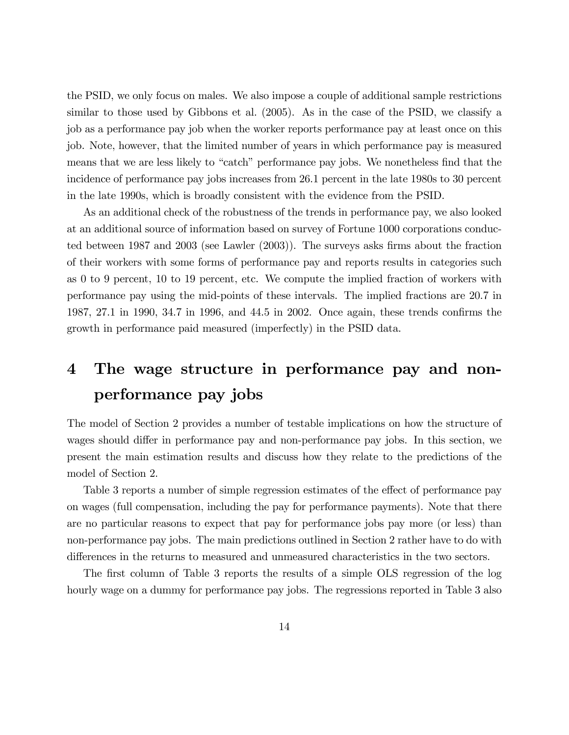the PSID, we only focus on males. We also impose a couple of additional sample restrictions similar to those used by Gibbons et al. (2005). As in the case of the PSID, we classify a job as a performance pay job when the worker reports performance pay at least once on this job. Note, however, that the limited number of years in which performance pay is measured means that we are less likely to "catch" performance pay jobs. We nonetheless find that the incidence of performance pay jobs increases from 26.1 percent in the late 1980s to 30 percent in the late 1990s, which is broadly consistent with the evidence from the PSID.

As an additional check of the robustness of the trends in performance pay, we also looked at an additional source of information based on survey of Fortune 1000 corporations conducted between 1987 and 2003 (see Lawler (2003)). The surveys asks firms about the fraction of their workers with some forms of performance pay and reports results in categories such as 0 to 9 percent, 10 to 19 percent, etc. We compute the implied fraction of workers with performance pay using the mid-points of these intervals. The implied fractions are 20.7 in 1987, 27.1 in 1990, 34.7 in 1996, and 44.5 in 2002. Once again, these trends confirms the growth in performance paid measured (imperfectly) in the PSID data.

# 4 The wage structure in performance pay and non-performance pay jobs

The model of Section 2 provides a number of testable implications on how the structure of wages should differ in performance pay and non-performance pay jobs. In this section, we present the main estimation results and discuss how they relate to the predictions of the model of Section 2.

Table 3 reports a number of simple regression estimates of the effect of performance pay on wages (full compensation, including the pay for performance payments). Note that there are no particular reasons to expect that pay for performance jobs pay more (or less) than non-performance pay jobs. The main predictions outlined in Section 2 rather have to do with differences in the returns to measured and unmeasured characteristics in the two sectors.

The first column of Table 3 reports the results of a simple OLS regression of the log hourly wage on a dummy for performance pay jobs. The regressions reported in Table 3 also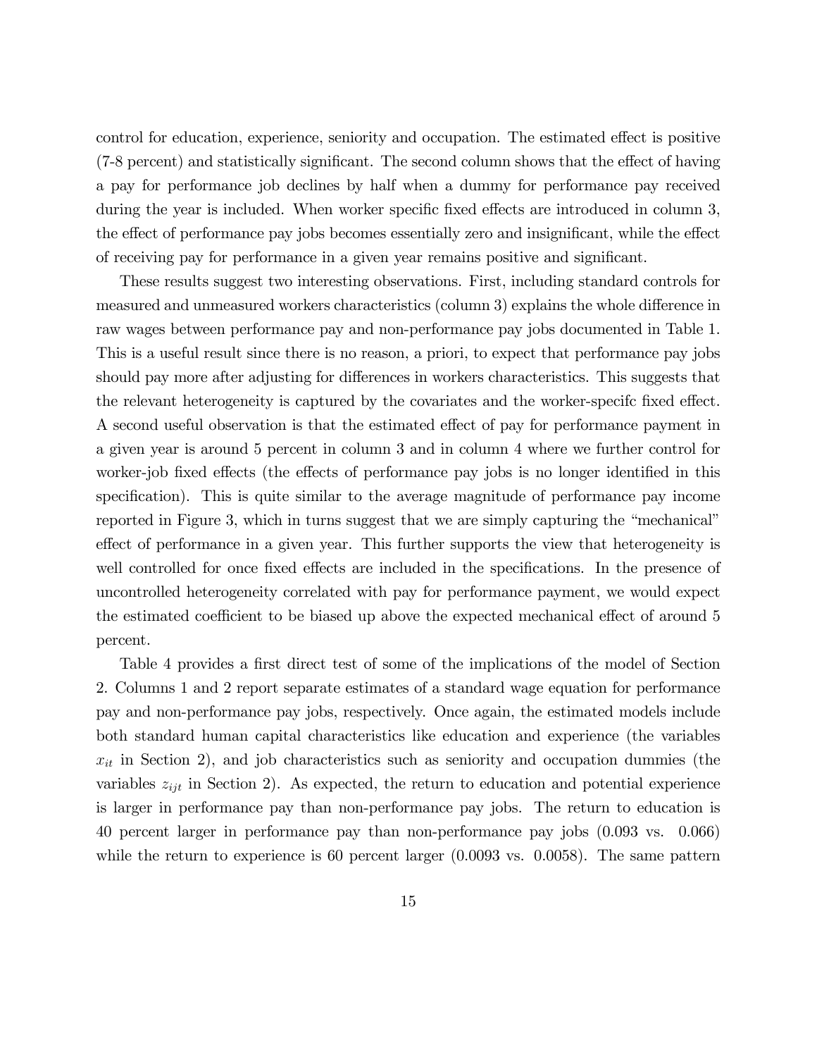control for education, experience, seniority and occupation. The estimated effect is positive (7-8 percent) and statistically significant. The second column shows that the effect of having a pay for performance job declines by half when a dummy for performance pay received during the year is included. When worker specific fixed effects are introduced in column 3, the effect of performance pay jobs becomes essentially zero and insignificant, while the effect of receiving pay for performance in a given year remains positive and significant.

These results suggest two interesting observations. First, including standard controls for measured and unmeasured workers characteristics (column 3) explains the whole difference in raw wages between performance pay and non-performance pay jobs documented in Table 1. This is a useful result since there is no reason, a priori, to expect that performance pay jobs should pay more after adjusting for differences in workers characteristics. This suggests that the relevant heterogeneity is captured by the covariates and the worker-specifc fixed effect. A second useful observation is that the estimated effect of pay for performance payment in a given year is around 5 percent in column 3 and in column 4 where we further control for worker-job fixed effects (the effects of performance pay jobs is no longer identified in this specification). This is quite similar to the average magnitude of performance pay income reported in Figure 3, which in turns suggest that we are simply capturing the "mechanical" effect of performance in a given year. This further supports the view that heterogeneity is well controlled for once fixed effects are included in the specifications. In the presence of uncontrolled heterogeneity correlated with pay for performance payment, we would expect the estimated coefficient to be biased up above the expected mechanical effect of around 5 percent.

Table 4 provides a first direct test of some of the implications of the model of Section 2. Columns 1 and 2 report separate estimates of a standard wage equation for performance pay and non-performance pay jobs, respectively. Once again, the estimated models include both standard human capital characteristics like education and experience (the variables $x_{it}$ in Section 2), and job characteristics such as seniority and occupation dummies (the variables $z_{ijt}$ in Section 2). As expected, the return to education and potential experience is larger in performance pay than non-performance pay jobs. The return to education is 40 percent larger in performance pay than non-performance pay jobs (0.093 vs. 0.066) while the return to experience is 60 percent larger (0.0093 vs. 0.0058). The same pattern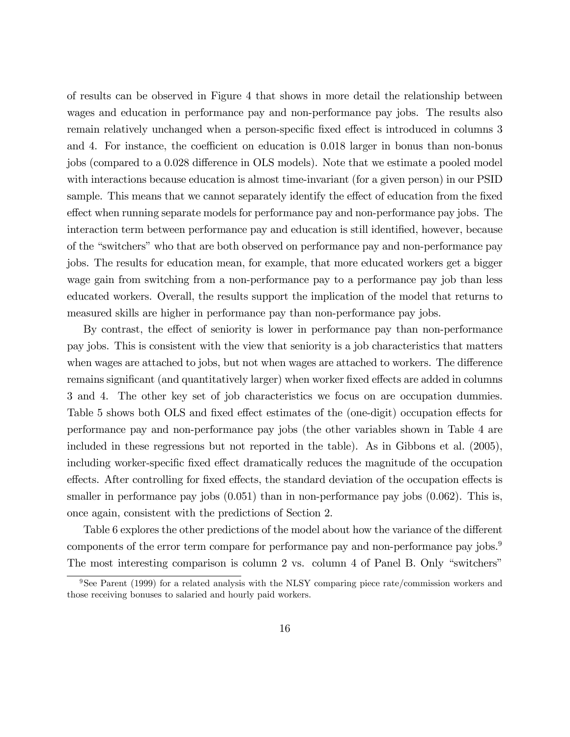of results can be observed in Figure 4 that shows in more detail the relationship between wages and education in performance pay and non-performance pay jobs. The results also remain relatively unchanged when a person-specific fixed effect is introduced in columns 3 and 4. For instance, the coefficient on education is 0.018 larger in bonus than non-bonus jobs (compared to a 0.028 difference in OLS models). Note that we estimate a pooled model with interactions because education is almost time-invariant (for a given person) in our PSID sample. This means that we cannot separately identify the effect of education from the fixed effect when running separate models for performance pay and non-performance pay jobs. The interaction term between performance pay and education is still identified, however, because of the "switchers" who that are both observed on performance pay and non-performance pay jobs. The results for education mean, for example, that more educated workers get a bigger wage gain from switching from a non-performance pay to a performance pay job than less educated workers. Overall, the results support the implication of the model that returns to measured skills are higher in performance pay than non-performance pay jobs.

By contrast, the effect of seniority is lower in performance pay than non-performance pay jobs. This is consistent with the view that seniority is a job characteristics that matters when wages are attached to jobs, but not when wages are attached to workers. The difference remains significant (and quantitatively larger) when worker fixed effects are added in columns 3 and 4. The other key set of job characteristics we focus on are occupation dummies. Table 5 shows both OLS and fixed effect estimates of the (one-digit) occupation effects for performance pay and non-performance pay jobs (the other variables shown in Table 4 are included in these regressions but not reported in the table). As in Gibbons et al. (2005), including worker-specific fixed effect dramatically reduces the magnitude of the occupation effects. After controlling for fixed effects, the standard deviation of the occupation effects is smaller in performance pay jobs (0.051) than in non-performance pay jobs (0.062). This is, once again, consistent with the predictions of Section 2.

Table 6 explores the other predictions of the model about how the variance of the different components of the error term compare for performance pay and non-performance pay jobs.[9] The most interesting comparison is column 2 vs. column 4 of Panel B. Only "switchers"

[9] See Parent (1999) for a related analysis with the NLSY comparing piece rate/commission workers and those receiving bonuses to salaried and hourly paid workers.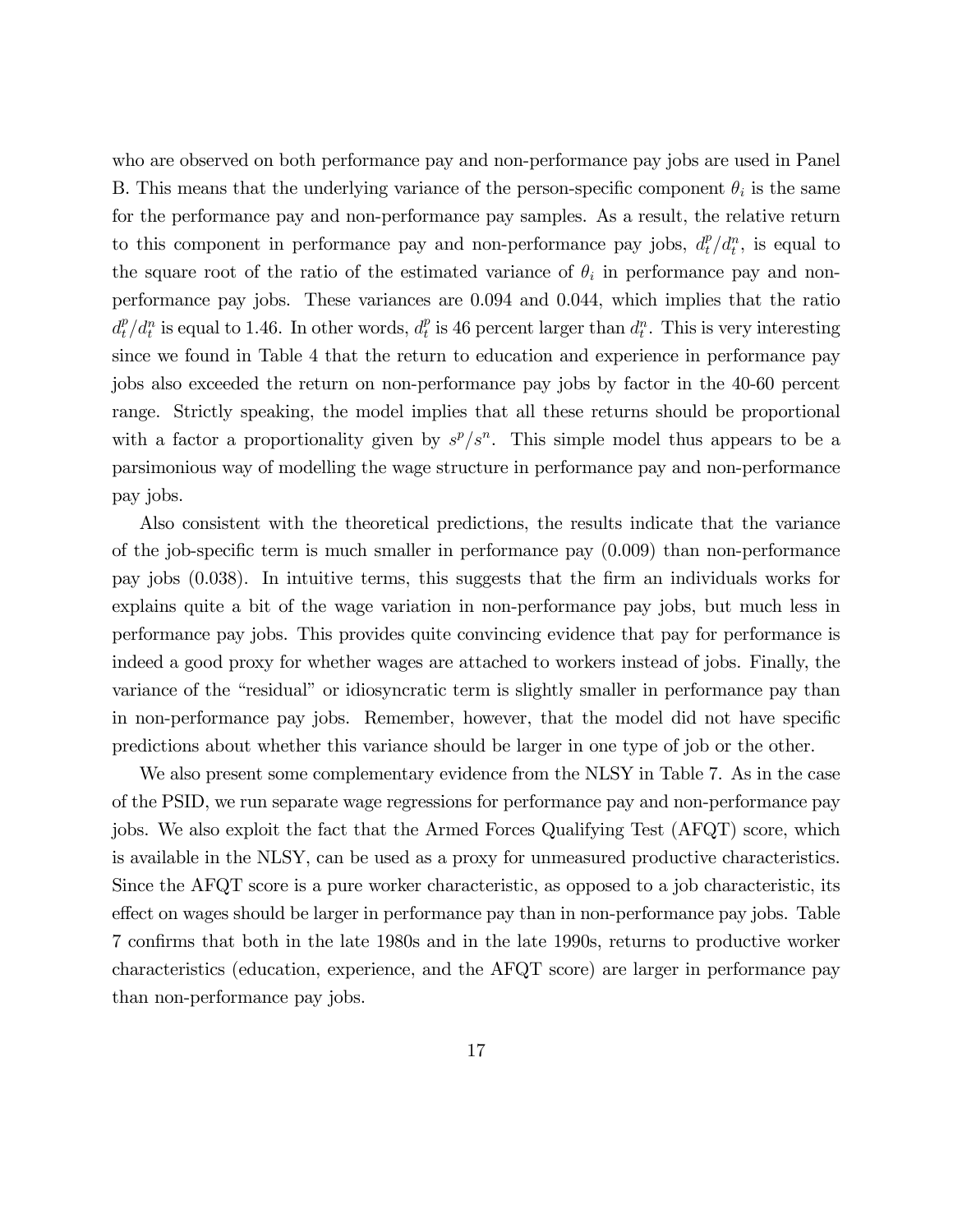who are observed on both performance pay and non-performance pay jobs are used in Panel B. This means that the underlying variance of the person-specific component $\theta_i$ is the same for the performance pay and non-performance pay samples. As a result, the relative return to this component in performance pay and non-performance pay jobs, $d_t^p/d_t^n$, is equal to the square root of the ratio of the estimated variance of $\theta_i$ in performance pay and non-performance pay jobs. These variances are 0.094 and 0.044, which implies that the ratio $d_t^p/d_t^n$ is equal to 1.46. In other words, $d_t^p$ is 46 percent larger than $d_t^n$. This is very interesting since we found in Table 4 that the return to education and experience in performance pay jobs also exceeded the return on non-performance pay jobs by factor in the 40-60 percent range. Strictly speaking, the model implies that all these returns should be proportional with a factor a proportionality given by $s^p/s^n$. This simple model thus appears to be a parsimonious way of modelling the wage structure in performance pay and non-performance pay jobs.

Also consistent with the theoretical predictions, the results indicate that the variance of the job-specific term is much smaller in performance pay (0.009) than non-performance pay jobs (0.038). In intuitive terms, this suggests that the firm an individuals works for explains quite a bit of the wage variation in non-performance pay jobs, but much less in performance pay jobs. This provides quite convincing evidence that pay for performance is indeed a good proxy for whether wages are attached to workers instead of jobs. Finally, the variance of the "residual" or idiosyncratic term is slightly smaller in performance pay than in non-performance pay jobs. Remember, however, that the model did not have specific predictions about whether this variance should be larger in one type of job or the other.

We also present some complementary evidence from the NLSY in Table 7. As in the case of the PSID, we run separate wage regressions for performance pay and non-performance pay jobs. We also exploit the fact that the Armed Forces Qualifying Test (AFQT) score, which is available in the NLSY, can be used as a proxy for unmeasured productive characteristics. Since the AFQT score is a pure worker characteristic, as opposed to a job characteristic, its effect on wages should be larger in performance pay than in non-performance pay jobs. Table 7 confirms that both in the late 1980s and in the late 1990s, returns to productive worker characteristics (education, experience, and the AFQT score) are larger in performance pay than non-performance pay jobs.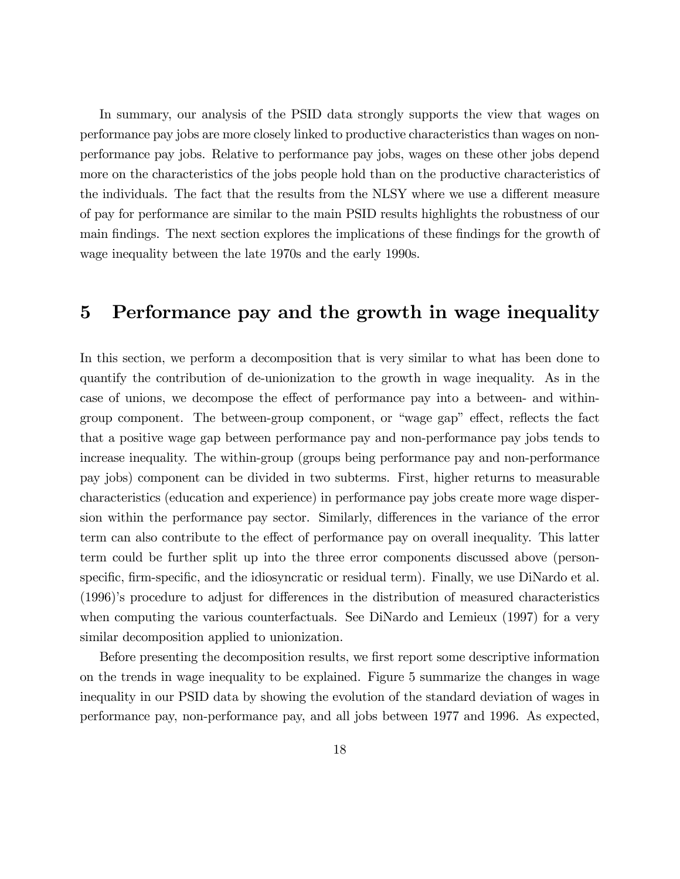In summary, our analysis of the PSID data strongly supports the view that wages on performance pay jobs are more closely linked to productive characteristics than wages on non-performance pay jobs. Relative to performance pay jobs, wages on these other jobs depend more on the characteristics of the jobs people hold than on the productive characteristics of the individuals. The fact that the results from the NLSY where we use a different measure of pay for performance are similar to the main PSID results highlights the robustness of our main findings. The next section explores the implications of these findings for the growth of wage inequality between the late 1970s and the early 1990s.

# 5 Performance pay and the growth in wage inequality

In this section, we perform a decomposition that is very similar to what has been done to quantify the contribution of de-unionization to the growth in wage inequality. As in the case of unions, we decompose the effect of performance pay into a between- and within-group component. The between-group component, or "wage gap" effect, reflects the fact that a positive wage gap between performance pay and non-performance pay jobs tends to increase inequality. The within-group (groups being performance pay and non-performance pay jobs) component can be divided in two subterms. First, higher returns to measurable characteristics (education and experience) in performance pay jobs create more wage dispersion within the performance pay sector. Similarly, differences in the variance of the error term can also contribute to the effect of performance pay on overall inequality. This latter term could be further split up into the three error components discussed above (person-specific, firm-specific, and the idiosyncratic or residual term). Finally, we use DiNardo et al. (1996)'s procedure to adjust for differences in the distribution of measured characteristics when computing the various counterfactuals. See DiNardo and Lemieux (1997) for a very similar decomposition applied to unionization.

Before presenting the decomposition results, we first report some descriptive information on the trends in wage inequality to be explained. Figure 5 summarize the changes in wage inequality in our PSID data by showing the evolution of the standard deviation of wages in performance pay, non-performance pay, and all jobs between 1977 and 1996. As expected,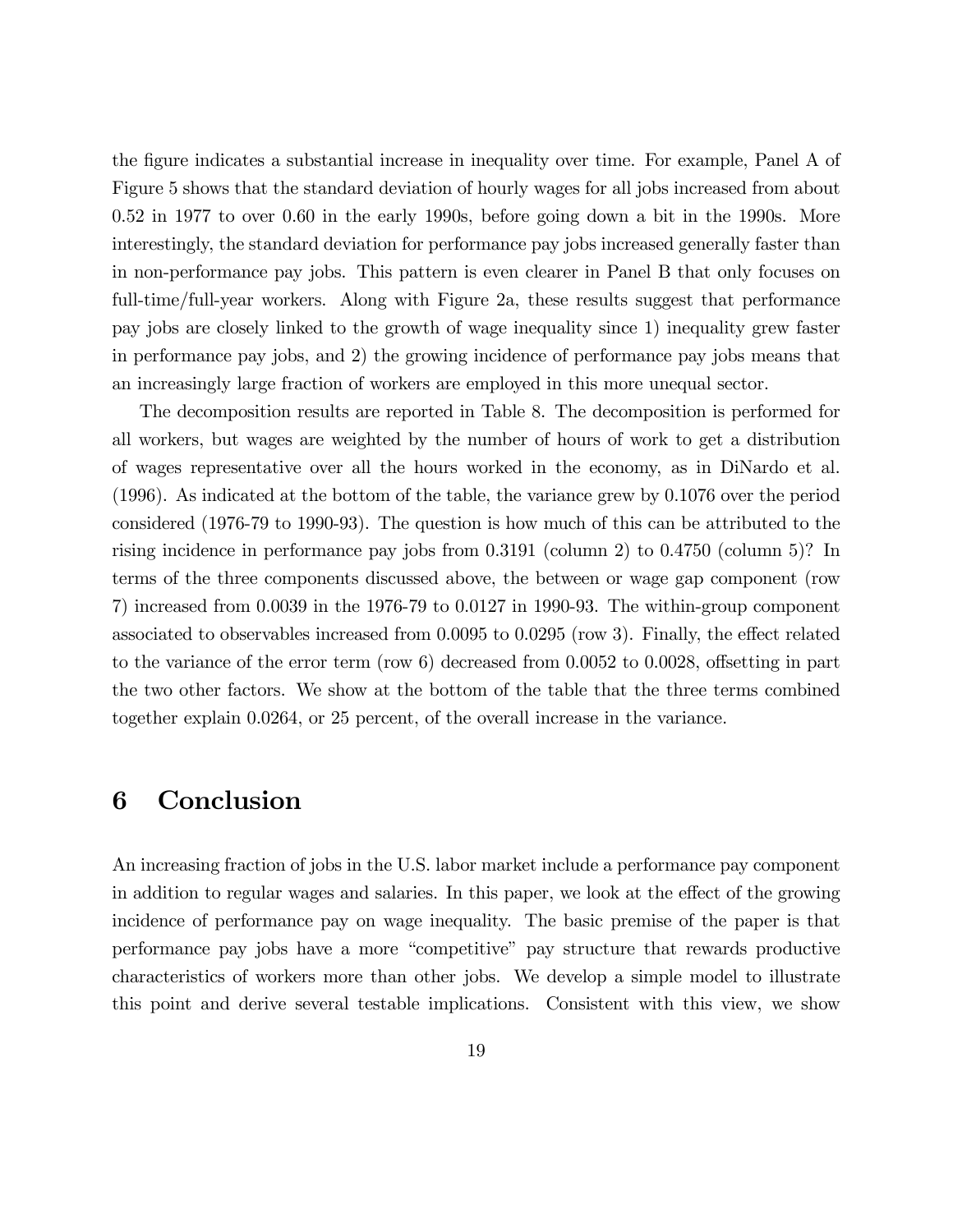the figure indicates a substantial increase in inequality over time. For example, Panel A of Figure 5 shows that the standard deviation of hourly wages for all jobs increased from about 0.52 in 1977 to over 0.60 in the early 1990s, before going down a bit in the 1990s. More interestingly, the standard deviation for performance pay jobs increased generally faster than in non-performance pay jobs. This pattern is even clearer in Panel B that only focuses on full-time/full-year workers. Along with Figure 2a, these results suggest that performance pay jobs are closely linked to the growth of wage inequality since 1) inequality grew faster in performance pay jobs, and 2) the growing incidence of performance pay jobs means that an increasingly large fraction of workers are employed in this more unequal sector.

The decomposition results are reported in Table 8. The decomposition is performed for all workers, but wages are weighted by the number of hours of work to get a distribution of wages representative over all the hours worked in the economy, as in DiNardo et al. (1996). As indicated at the bottom of the table, the variance grew by 0.1076 over the period considered (1976-79 to 1990-93). The question is how much of this can be attributed to the rising incidence in performance pay jobs from 0.3191 (column 2) to 0.4750 (column 5)? In terms of the three components discussed above, the between or wage gap component (row 7) increased from 0.0039 in the 1976-79 to 0.0127 in 1990-93. The within-group component associated to observables increased from 0.0095 to 0.0295 (row 3). Finally, the effect related to the variance of the error term (row 6) decreased from 0.0052 to 0.0028, offsetting in part the two other factors. We show at the bottom of the table that the three terms combined together explain 0.0264, or 25 percent, of the overall increase in the variance.

# 6 Conclusion

An increasing fraction of jobs in the U.S. labor market include a performance pay component in addition to regular wages and salaries. In this paper, we look at the effect of the growing incidence of performance pay on wage inequality. The basic premise of the paper is that performance pay jobs have a more "competitive" pay structure that rewards productive characteristics of workers more than other jobs. We develop a simple model to illustrate this point and derive several testable implications. Consistent with this view, we show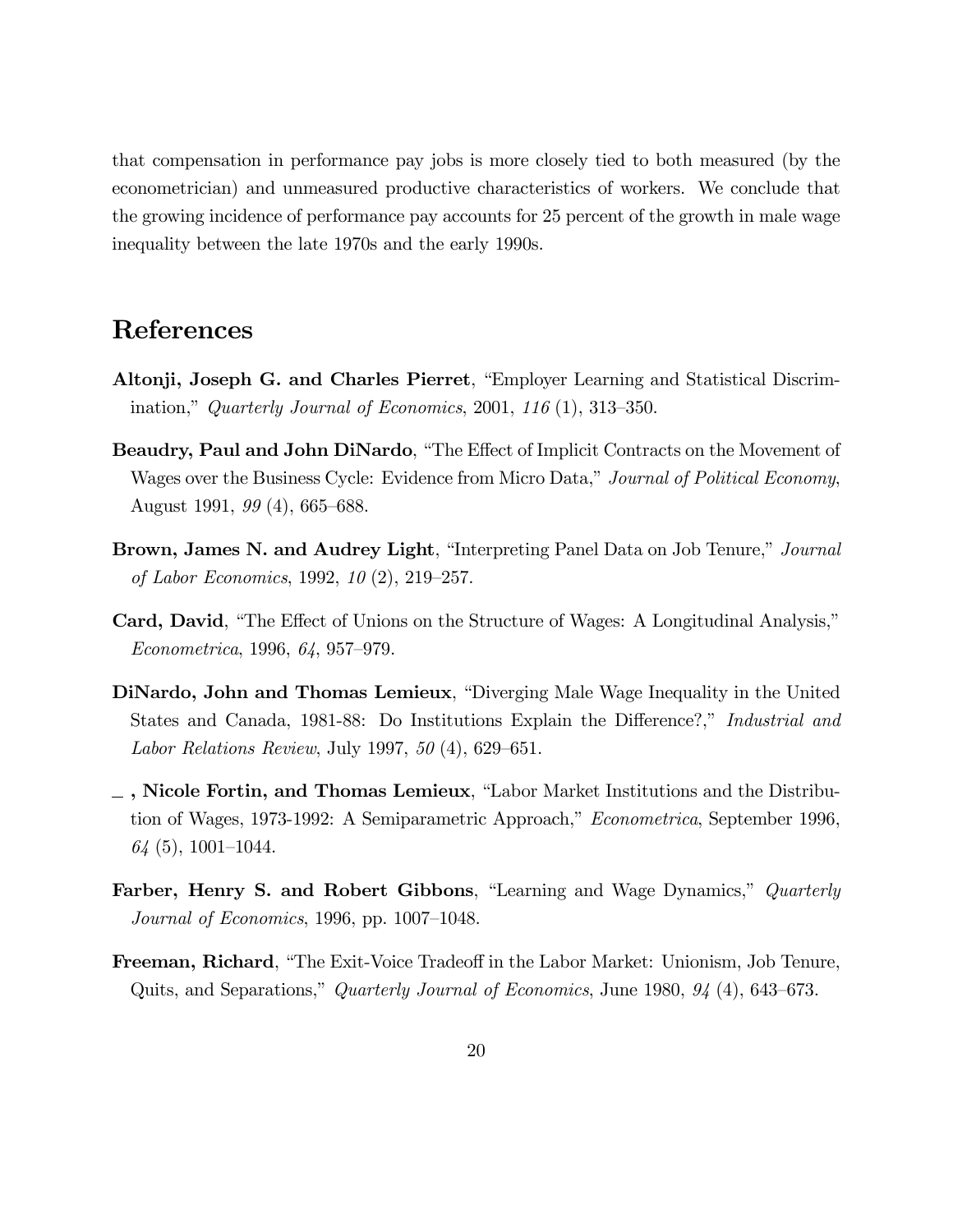that compensation in performance pay jobs is more closely tied to both measured (by the econometrician) and unmeasured productive characteristics of workers. We conclude that the growing incidence of performance pay accounts for 25 percent of the growth in male wage inequality between the late 1970s and the early 1990s.

# References

**Altonji, Joseph G. and Charles Pierret**, "Employer Learning and Statistical Discrimination," *Quarterly Journal of Economics*, 2001, *116* (1), 313–350.

**Beaudry, Paul and John DiNardo**, "The Effect of Implicit Contracts on the Movement of Wages over the Business Cycle: Evidence from Micro Data," *Journal of Political Economy*, August 1991, *99* (4), 665–688.

**Brown, James N. and Audrey Light**, "Interpreting Panel Data on Job Tenure," *Journal of Labor Economics*, 1992, *10* (2), 219–257.

**Card, David**, "The Effect of Unions on the Structure of Wages: A Longitudinal Analysis," *Econometrica*, 1996, *64*, 957–979.

**DiNardo, John and Thomas Lemieux**, "Diverging Male Wage Inequality in the United States and Canada, 1981-88: Do Institutions Explain the Difference?," *Industrial and Labor Relations Review*, July 1997, *50* (4), 629–651.

**_ , Nicole Fortin, and Thomas Lemieux**, "Labor Market Institutions and the Distribution of Wages, 1973-1992: A Semiparametric Approach," *Econometrica*, September 1996, *64* (5), 1001–1044.

**Farber, Henry S. and Robert Gibbons**, "Learning and Wage Dynamics," *Quarterly Journal of Economics*, 1996, pp. 1007–1048.

**Freeman, Richard**, "The Exit-Voice Tradeoff in the Labor Market: Unionism, Job Tenure, Quits, and Separations," *Quarterly Journal of Economics*, June 1980, *94* (4), 643–673.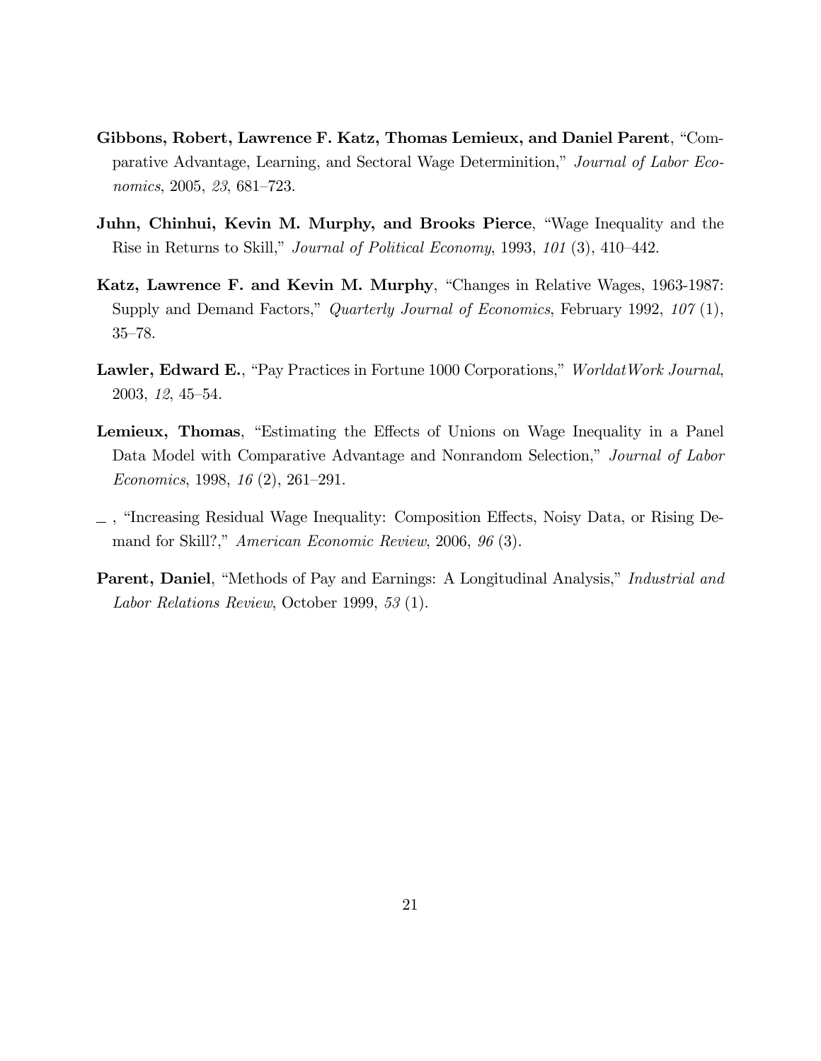**Gibbons, Robert, Lawrence F. Katz, Thomas Lemieux, and Daniel Parent**, "Comparative Advantage, Learning, and Sectoral Wage Determinition," *Journal of Labor Economics*, 2005, *23*, 681–723.

**Juhn, Chinhui, Kevin M. Murphy, and Brooks Pierce**, "Wage Inequality and the Rise in Returns to Skill," *Journal of Political Economy*, 1993, *101* (3), 410–442.

**Katz, Lawrence F. and Kevin M. Murphy**, "Changes in Relative Wages, 1963-1987: Supply and Demand Factors," *Quarterly Journal of Economics*, February 1992, *107* (1), 35–78.

**Lawler, Edward E.**, "Pay Practices in Fortune 1000 Corporations," *WorldatWork Journal*, 2003, *12*, 45–54.

**Lemieux, Thomas**, "Estimating the Effects of Unions on Wage Inequality in a Panel Data Model with Comparative Advantage and Nonrandom Selection," *Journal of Labor Economics*, 1998, *16* (2), 261–291.

_ , "Increasing Residual Wage Inequality: Composition Effects, Noisy Data, or Rising Demand for Skill?," *American Economic Review*, 2006, *96* (3).

**Parent, Daniel**, "Methods of Pay and Earnings: A Longitudinal Analysis," *Industrial and Labor Relations Review*, October 1999, *53* (1).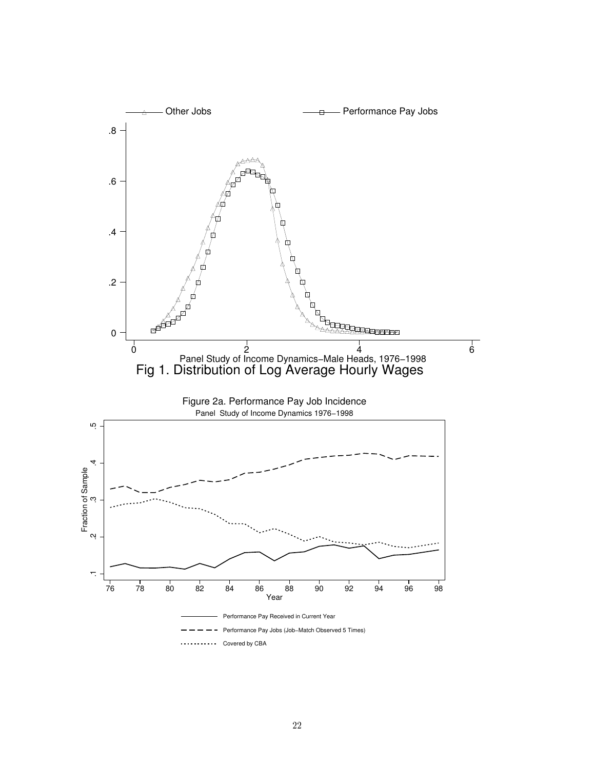Fig 1. Distribution of Log Average Hourly Wages

Panel Study of Income Dynamics−Male Heads, 1976−1998

Figure 2a. Performance Pay Job Incidence

Panel Study of Income Dynamics 1976−1998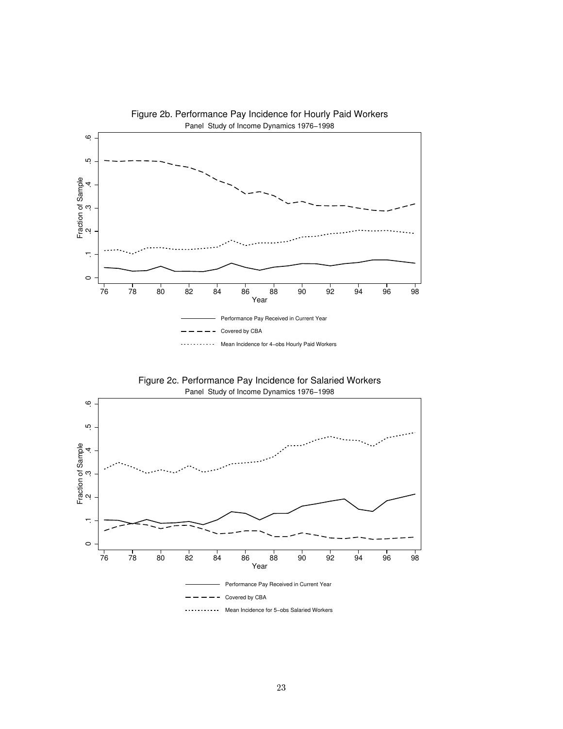Figure 2b. Performance Pay Incidence for Hourly Paid Workers

Panel Study of Income Dynamics 1976−1998

Figure 2c. Performance Pay Incidence for Salaried Workers

Panel Study of Income Dynamics 1976−1998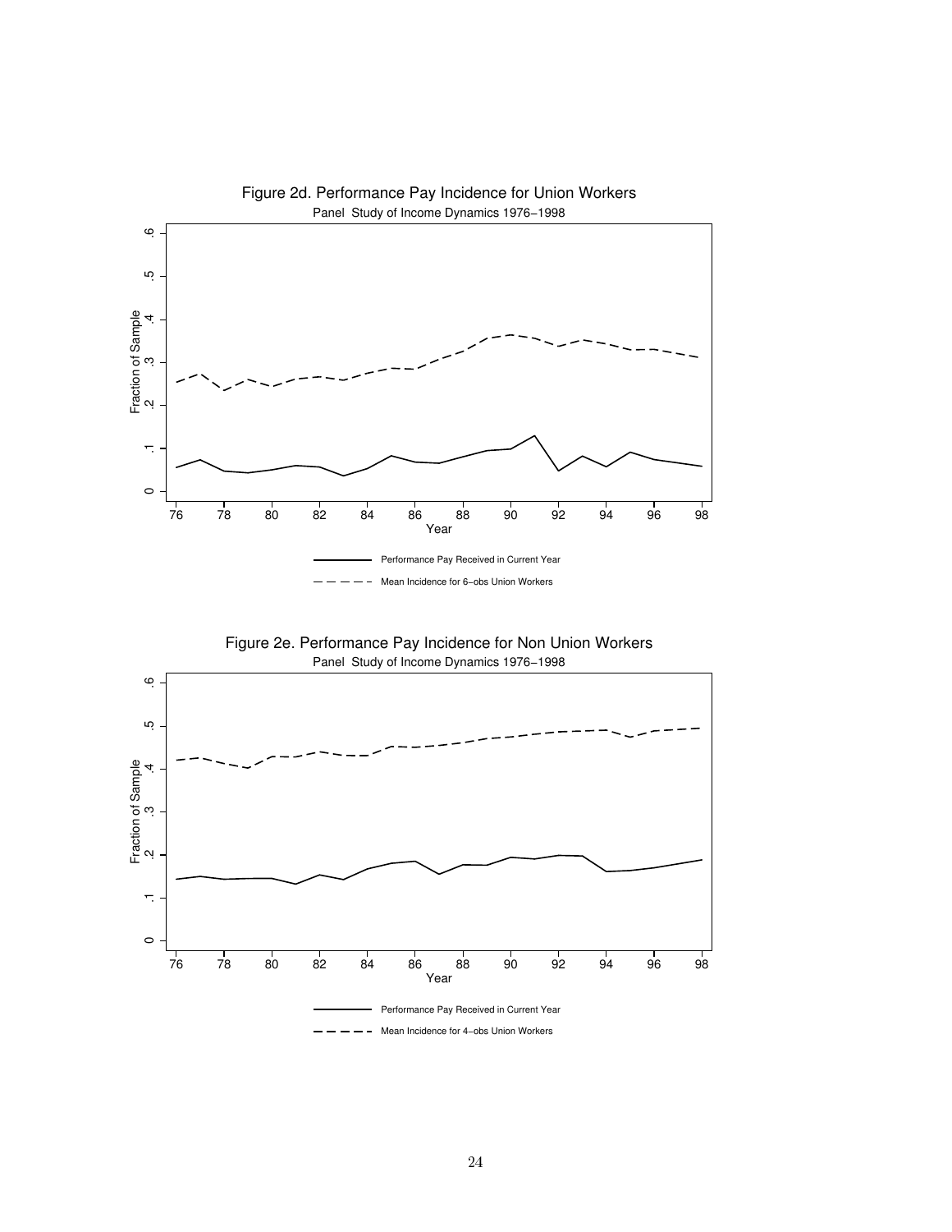Figure 2d. Performance Pay Incidence for Union Workers

Panel Study of Income Dynamics 1976–1998

Fraction of Sample

Year

Performance Pay Received in Current Year

Mean Incidence for 6–obs Union Workers

Figure 2e. Performance Pay Incidence for Non Union Workers

Panel Study of Income Dynamics 1976–1998

Fraction of Sample

Year

Performance Pay Received in Current Year

Mean Incidence for 4–obs Union Workers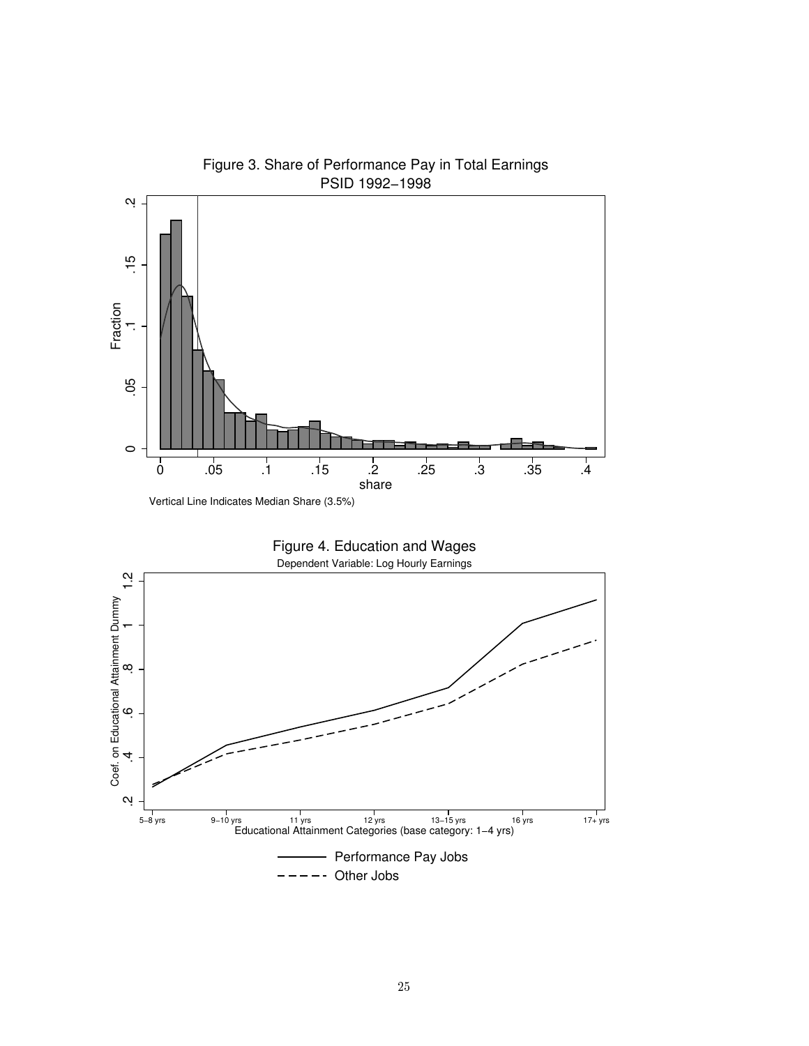Figure 3. Share of Performance Pay in Total Earnings
PSID 1992–1998

Vertical Line Indicates Median Share (3.5%)

Figure 4. Education and Wages
Dependent Variable: Log Hourly Earnings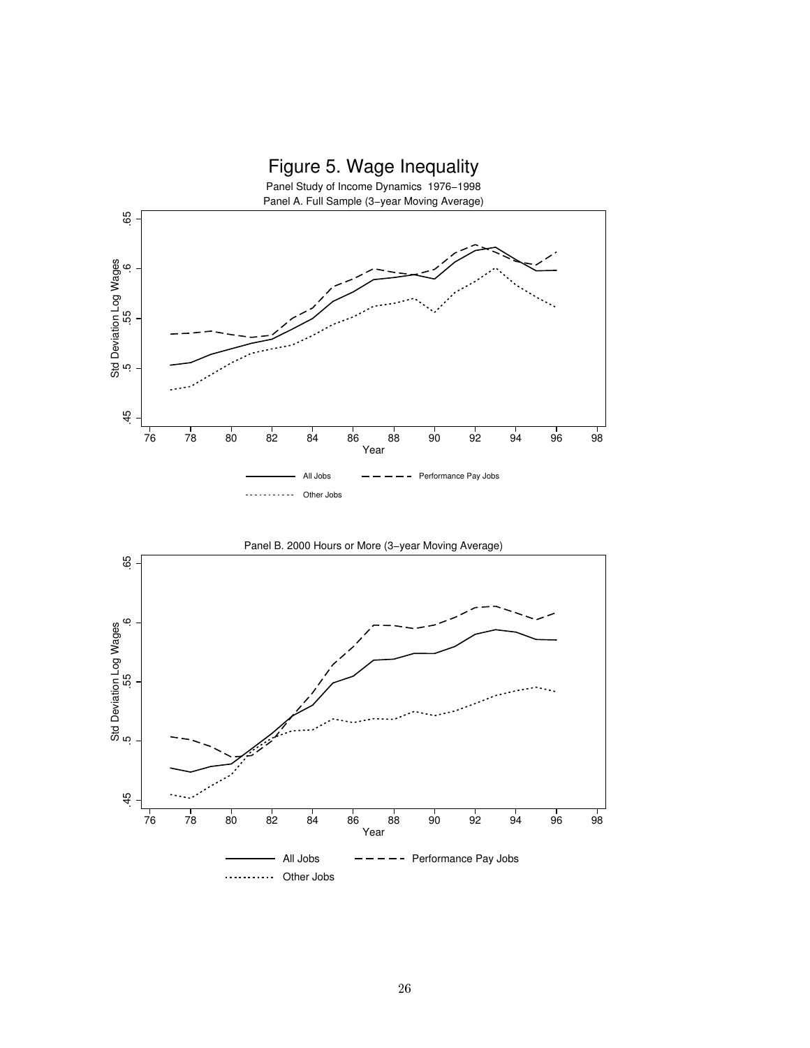# Figure 5. Wage Inequality

Panel Study of Income Dynamics 1976–1998

Panel A. Full Sample (3–year Moving Average)

Panel B. 2000 Hours or More (3–year Moving Average)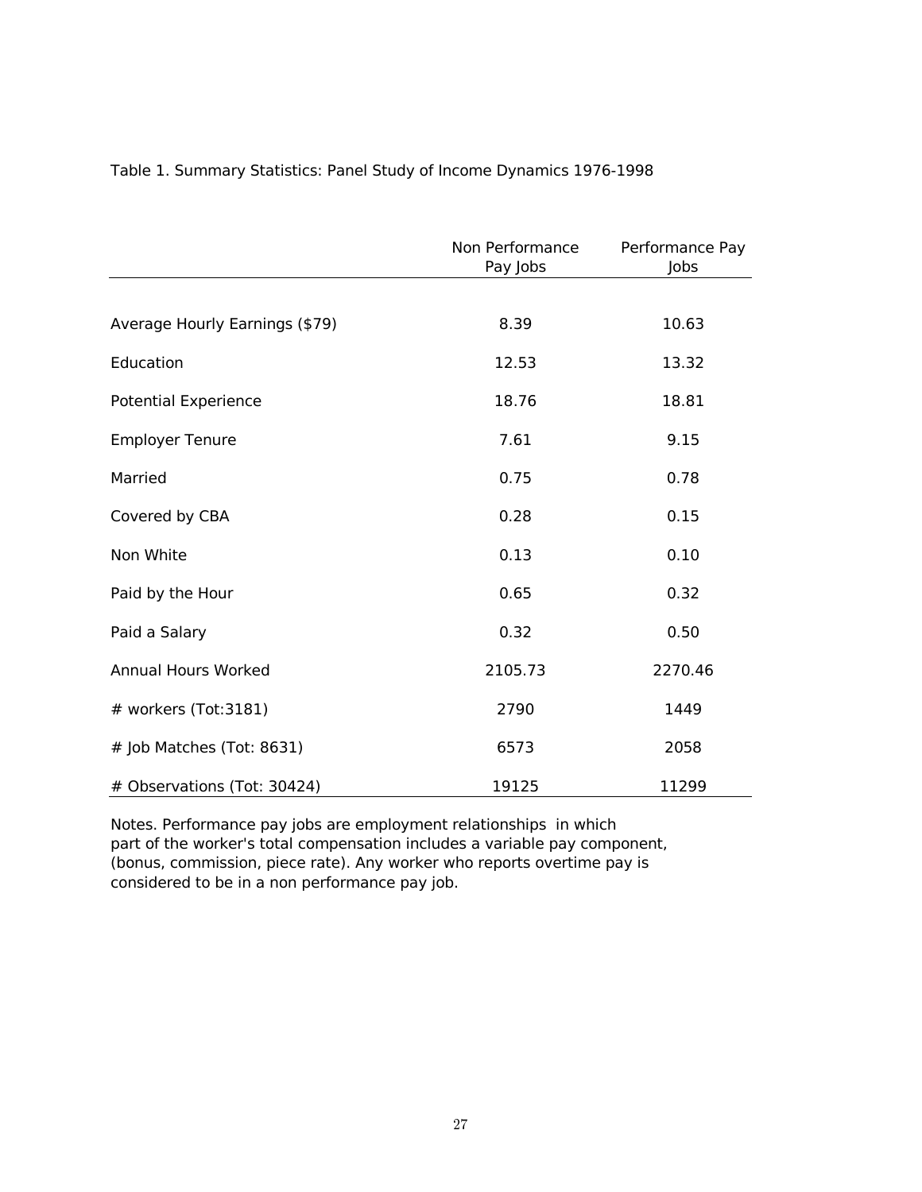Table 1. Summary Statistics: Panel Study of Income Dynamics 1976-1998

| | Non Performance Pay Jobs | Performance Pay Jobs |
|---|---|---|
| Average Hourly Earnings ($79) | 8.39 | 10.63 |
| Education | 12.53 | 13.32 |
| Potential Experience | 18.76 | 18.81 |
| Employer Tenure | 7.61 | 9.15 |
| Married | 0.75 | 0.78 |
| Covered by CBA | 0.28 | 0.15 |
| Non White | 0.13 | 0.10 |
| Paid by the Hour | 0.65 | 0.32 |
| Paid a Salary | 0.32 | 0.50 |
| Annual Hours Worked | 2105.73 | 2270.46 |
| # workers (Tot:3181) | 2790 | 1449 |
| # Job Matches (Tot: 8631) | 6573 | 2058 |
| # Observations (Tot: 30424) | 19125 | 11299 |

Notes. Performance pay jobs are employment relationships in which part of the worker's total compensation includes a variable pay component, (bonus, commission, piece rate). Any worker who reports overtime pay is considered to be in a non performance pay job.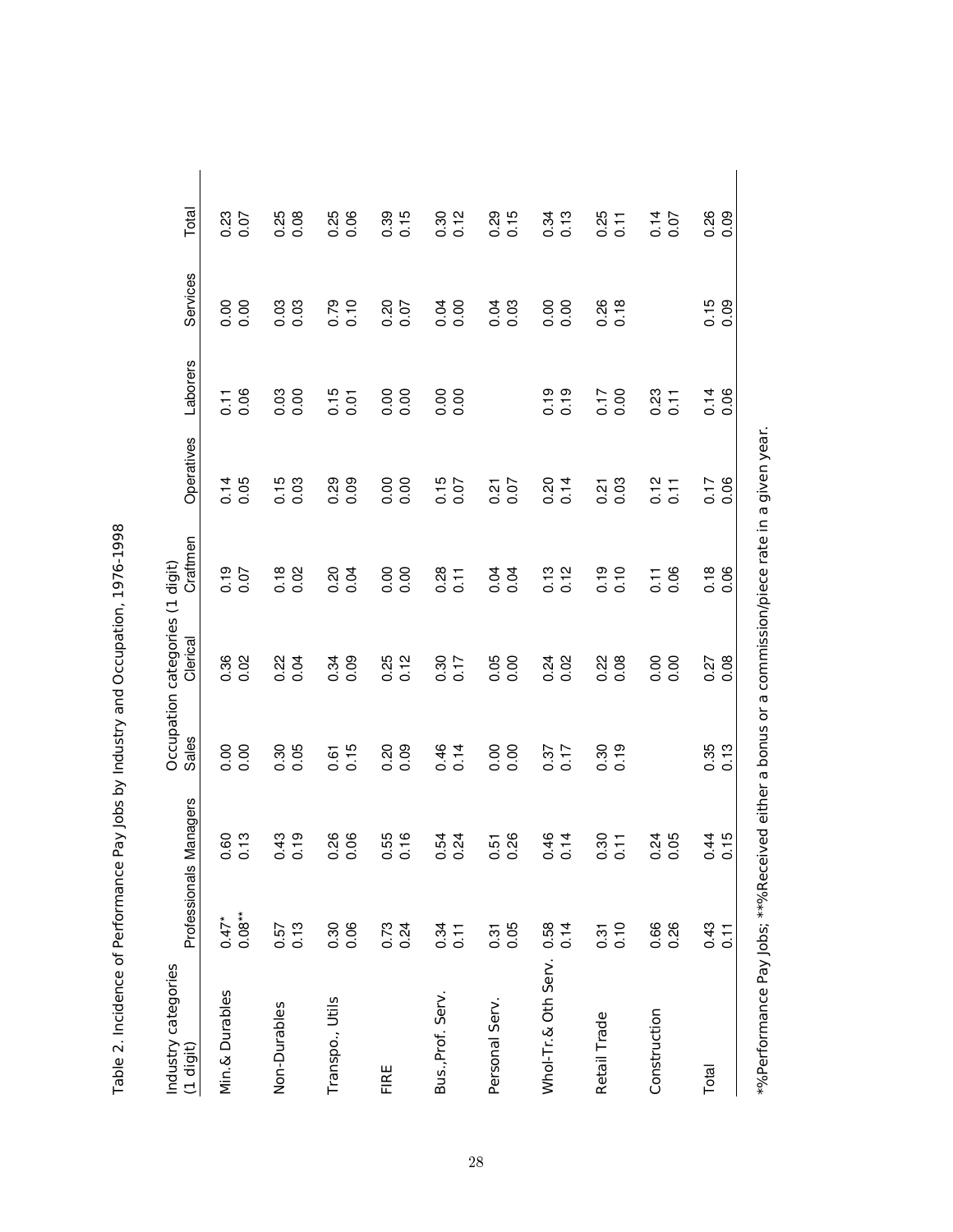Table 2. Incidence of Performance Pay Jobs by Industry and Occupation, 1976-1998

| Industry categories (1 digit) | Occupation categories (1 digit) | | | | | | | | |
|---|---|---|---|---|---|---|---|---|---|
| | Professionals | Managers | Sales | Clerical | Craftmen | Operatives | Laborers | Services | Total |
| Min.& Durables | 0.47* | 0.60 | 0.00 | 0.36 | 0.19 | 0.14 | 0.11 | 0.00 | 0.23 |
| | 0.08** | 0.13 | 0.00 | 0.02 | 0.07 | 0.05 | 0.06 | 0.00 | 0.07 |
| Non-Durables | 0.57 | 0.43 | 0.30 | 0.22 | 0.18 | 0.15 | 0.03 | 0.03 | 0.25 |
| | 0.13 | 0.19 | 0.05 | 0.04 | 0.02 | 0.03 | 0.00 | 0.03 | 0.08 |
| Transpo., Utils | 0.30 | 0.26 | 0.61 | 0.34 | 0.20 | 0.29 | 0.15 | 0.79 | 0.25 |
| | 0.06 | 0.06 | 0.15 | 0.09 | 0.04 | 0.09 | 0.01 | 0.10 | 0.06 |
| FIRE | 0.73 | 0.55 | 0.20 | 0.25 | 0.00 | 0.00 | 0.00 | 0.20 | 0.39 |
| | 0.24 | 0.16 | 0.09 | 0.12 | 0.00 | 0.00 | 0.00 | 0.07 | 0.15 |
| Bus.,Prof. Serv. | 0.34 | 0.54 | 0.46 | 0.30 | 0.28 | 0.15 | 0.00 | 0.04 | 0.30 |
| | 0.11 | 0.24 | 0.14 | 0.17 | 0.11 | 0.07 | 0.00 | 0.00 | 0.12 |
| Personal Serv. | 0.31 | 0.51 | 0.00 | 0.05 | 0.04 | 0.21 | | 0.04 | 0.29 |
| | 0.05 | 0.26 | 0.00 | 0.00 | 0.04 | 0.07 | | 0.03 | 0.15 |
| Whol-Tr.& Oth Serv. | 0.58 | 0.46 | 0.37 | 0.24 | 0.13 | 0.20 | 0.19 | 0.00 | 0.34 |
| | 0.14 | 0.14 | 0.17 | 0.02 | 0.12 | 0.14 | 0.19 | 0.00 | 0.13 |
| Retail Trade | 0.31 | 0.30 | 0.30 | 0.22 | 0.19 | 0.21 | 0.17 | 0.26 | 0.25 |
| | 0.10 | 0.11 | 0.19 | 0.08 | 0.10 | 0.03 | 0.00 | 0.18 | 0.11 |
| Construction | 0.66 | 0.24 | | 0.00 | 0.11 | 0.12 | 0.23 | | 0.14 |
| | 0.26 | 0.05 | | 0.00 | 0.06 | 0.11 | 0.11 | | 0.07 |
| Total | 0.43 | 0.44 | 0.35 | 0.27 | 0.18 | 0.17 | 0.14 | 0.15 | 0.26 |
| | 0.11 | 0.15 | 0.13 | 0.08 | 0.06 | 0.06 | 0.06 | 0.09 | 0.09 |

*%Performance Pay Jobs; **%Received either a bonus or a commission/piece rate in a given year.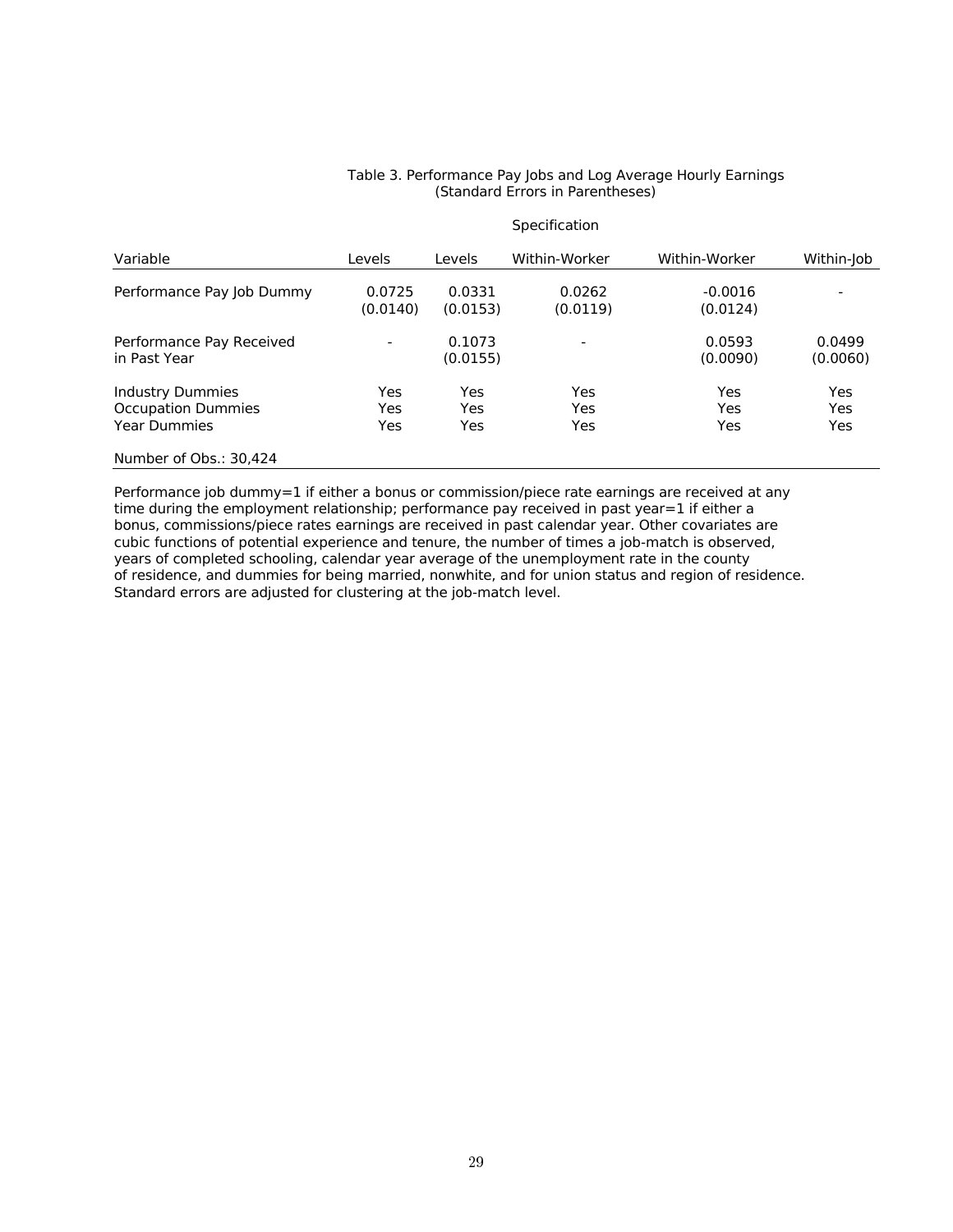Table 3. Performance Pay Jobs and Log Average Hourly Earnings
(Standard Errors in Parentheses)

| | Specification | | | | |
|---|---|---|---|---|---|
| Variable | Levels | Levels | Within-Worker | Within-Worker | Within-Job |
| Performance Pay Job Dummy | 0.0725<br>(0.0140) | 0.0331<br>(0.0153) | 0.0262<br>(0.0119) | -0.0016<br>(0.0124) | - |
| Performance Pay Received in Past Year | - | 0.1073<br>(0.0155) | - | 0.0593<br>(0.0090) | 0.0499<br>(0.0060) |
| Industry Dummies | Yes | Yes | Yes | Yes | Yes |
| Occupation Dummies | Yes | Yes | Yes | Yes | Yes |
| Year Dummies | Yes | Yes | Yes | Yes | Yes |
| Number of Obs.: 30,424 | | | | | |

Performance job dummy=1 if either a bonus or commission/piece rate earnings are received at any time during the employment relationship; performance pay received in past year=1 if either a bonus, commissions/piece rates earnings are received in past calendar year. Other covariates are cubic functions of potential experience and tenure, the number of times a job-match is observed, years of completed schooling, calendar year average of the unemployment rate in the county of residence, and dummies for being married, nonwhite, and for union status and region of residence. Standard errors are adjusted for clustering at the job-match level.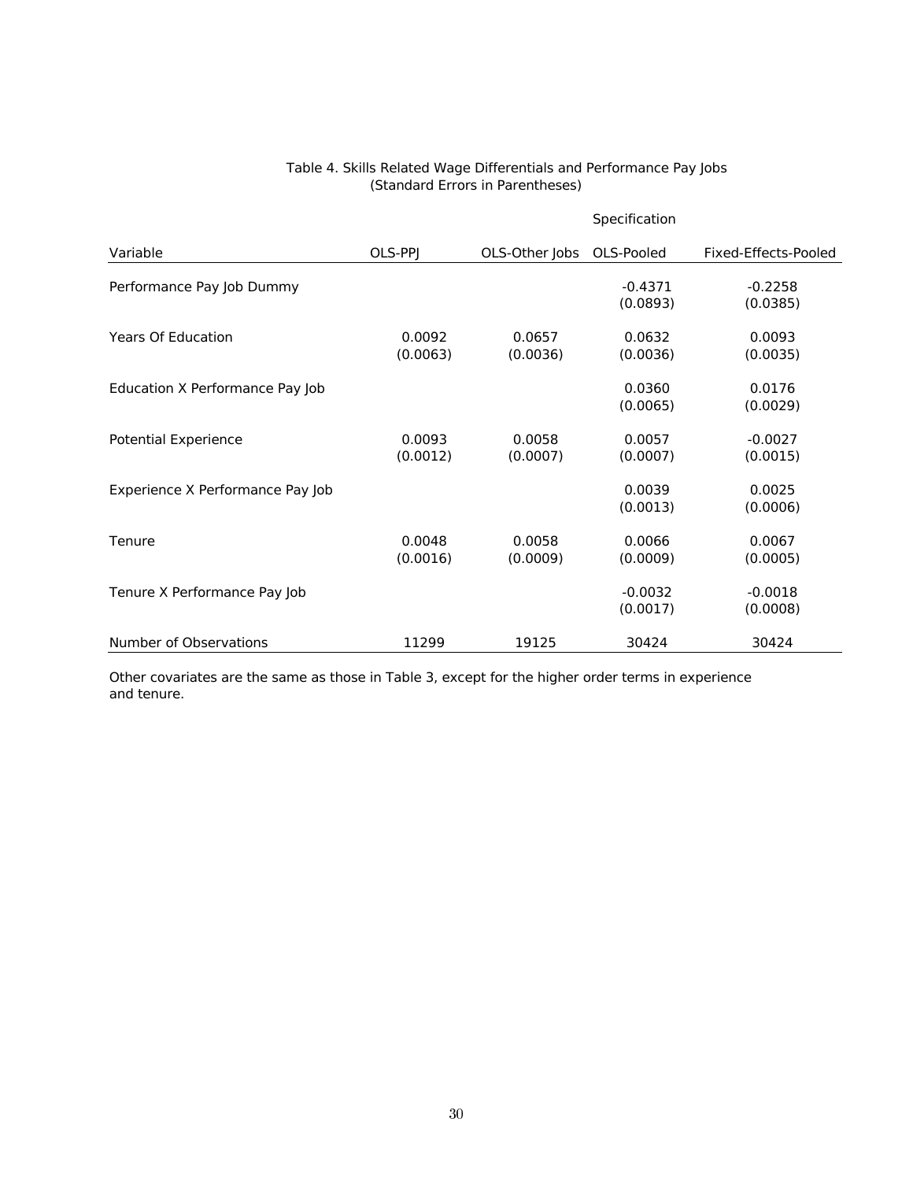Table 4. Skills Related Wage Differentials and Performance Pay Jobs
(Standard Errors in Parentheses)

| | Specification | | | |
|---|---|---|---|---|
| Variable | OLS-PPJ | OLS-Other Jobs | OLS-Pooled | Fixed-Effects-Pooled |
| Performance Pay Job Dummy | | | -0.4371<br>(0.0893) | -0.2258<br>(0.0385) |
| Years Of Education | 0.0092<br>(0.0063) | 0.0657<br>(0.0036) | 0.0632<br>(0.0036) | 0.0093<br>(0.0035) |
| Education X Performance Pay Job | | | 0.0360<br>(0.0065) | 0.0176<br>(0.0029) |
| Potential Experience | 0.0093<br>(0.0012) | 0.0058<br>(0.0007) | 0.0057<br>(0.0007) | -0.0027<br>(0.0015) |
| Experience X Performance Pay Job | | | 0.0039<br>(0.0013) | 0.0025<br>(0.0006) |
| Tenure | 0.0048<br>(0.0016) | 0.0058<br>(0.0009) | 0.0066<br>(0.0009) | 0.0067<br>(0.0005) |
| Tenure X Performance Pay Job | | | -0.0032<br>(0.0017) | -0.0018<br>(0.0008) |
| Number of Observations | 11299 | 19125 | 30424 | 30424 |

Other covariates are the same as those in Table 3, except for the higher order terms in experience and tenure.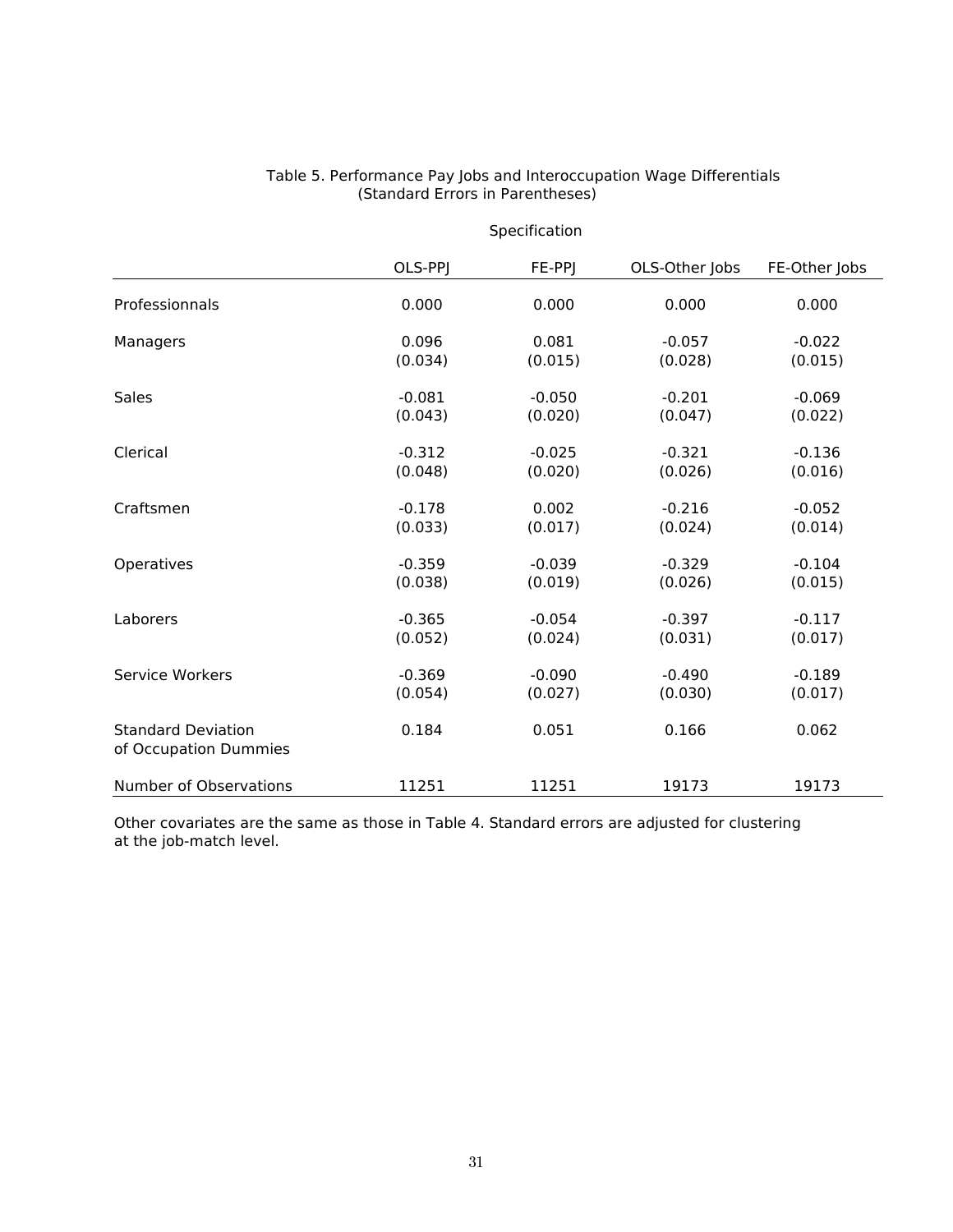Table 5. Performance Pay Jobs and Interoccupation Wage Differentials
(Standard Errors in Parentheses)

| | Specification | | | |
|---|---|---|---|---|
| | OLS-PPJ | FE-PPJ | OLS-Other Jobs | FE-Other Jobs |
| Professionnals | 0.000 | 0.000 | 0.000 | 0.000 |
| Managers | 0.096 | 0.081 | -0.057 | -0.022 |
| | (0.034) | (0.015) | (0.028) | (0.015) |
| Sales | -0.081 | -0.050 | -0.201 | -0.069 |
| | (0.043) | (0.020) | (0.047) | (0.022) |
| Clerical | -0.312 | -0.025 | -0.321 | -0.136 |
| | (0.048) | (0.020) | (0.026) | (0.016) |
| Craftsmen | -0.178 | 0.002 | -0.216 | -0.052 |
| | (0.033) | (0.017) | (0.024) | (0.014) |
| Operatives | -0.359 | -0.039 | -0.329 | -0.104 |
| | (0.038) | (0.019) | (0.026) | (0.015) |
| Laborers | -0.365 | -0.054 | -0.397 | -0.117 |
| | (0.052) | (0.024) | (0.031) | (0.017) |
| Service Workers | -0.369 | -0.090 | -0.490 | -0.189 |
| | (0.054) | (0.027) | (0.030) | (0.017) |
| Standard Deviation of Occupation Dummies | 0.184 | 0.051 | 0.166 | 0.062 |
| Number of Observations | 11251 | 11251 | 19173 | 19173 |

Other covariates are the same as those in Table 4. Standard errors are adjusted for clustering at the job-match level.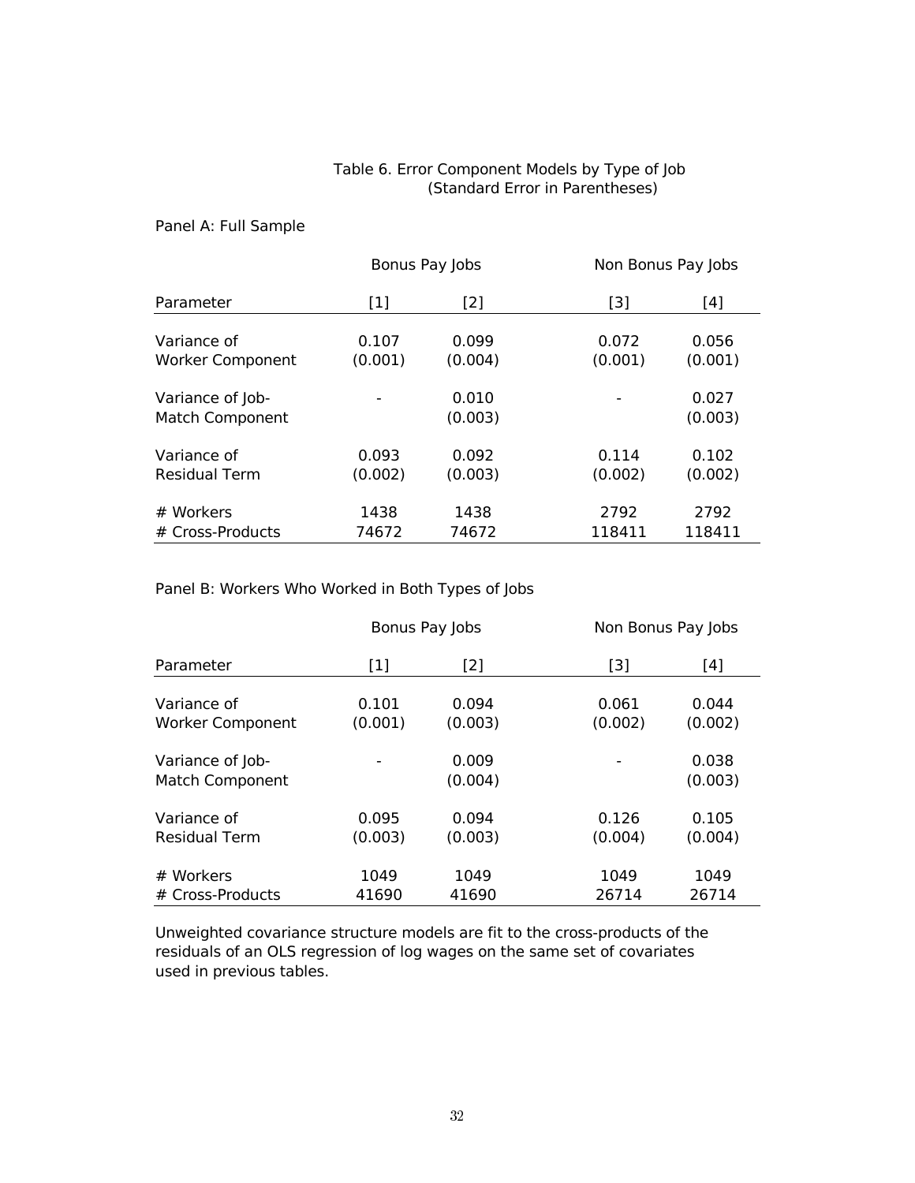Table 6. Error Component Models by Type of Job
(Standard Error in Parentheses)

Panel A: Full Sample

| | Bonus Pay Jobs | | Non Bonus Pay Jobs | |
|---|---|---|---|---|
| Parameter | [1] | [2] | [3] | [4] |
| Variance of Worker Component | 0.107<br>(0.001) | 0.099<br>(0.004) | 0.072<br>(0.001) | 0.056<br>(0.001) |
| Variance of Job-Match Component | - | 0.010<br>(0.003) | - | 0.027<br>(0.003) |
| Variance of Residual Term | 0.093<br>(0.002) | 0.092<br>(0.003) | 0.114<br>(0.002) | 0.102<br>(0.002) |
| # Workers | 1438 | 1438 | 2792 | 2792 |
| # Cross-Products | 74672 | 74672 | 118411 | 118411 |

Panel B: Workers Who Worked in Both Types of Jobs

| | Bonus Pay Jobs | | Non Bonus Pay Jobs | |
|---|---|---|---|---|
| Parameter | [1] | [2] | [3] | [4] |
| Variance of Worker Component | 0.101<br>(0.001) | 0.094<br>(0.003) | 0.061<br>(0.002) | 0.044<br>(0.002) |
| Variance of Job-Match Component | - | 0.009<br>(0.004) | - | 0.038<br>(0.003) |
| Variance of Residual Term | 0.095<br>(0.003) | 0.094<br>(0.003) | 0.126<br>(0.004) | 0.105<br>(0.004) |
| # Workers | 1049 | 1049 | 1049 | 1049 |
| # Cross-Products | 41690 | 41690 | 26714 | 26714 |

Unweighted covariance structure models are fit to the cross-products of the residuals of an OLS regression of log wages on the same set of covariates used in previous tables.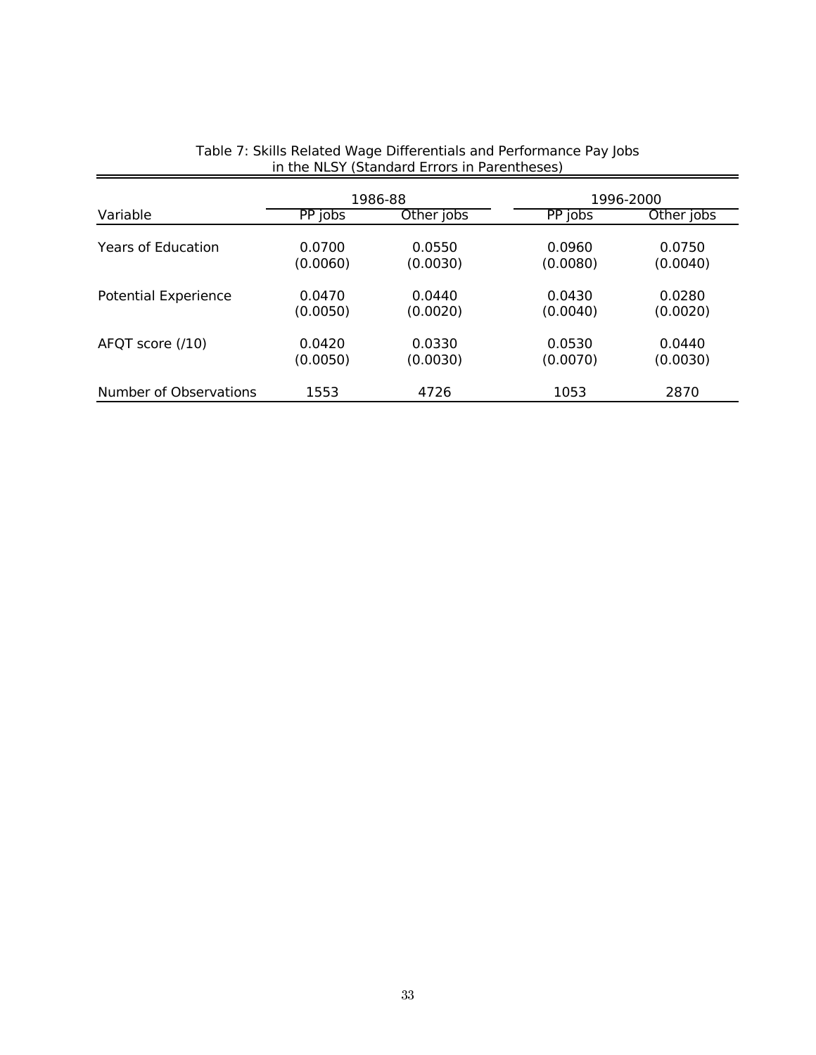Table 7: Skills Related Wage Differentials and Performance Pay Jobs in the NLSY (Standard Errors in Parentheses)

| Variable | 1986-88 | | 1996-2000 | |
|---|---|---|---|---|
| | PP jobs | Other jobs | PP jobs | Other jobs |
| Years of Education | 0.0700 | 0.0550 | 0.0960 | 0.0750 |
| | (0.0060) | (0.0030) | (0.0080) | (0.0040) |
| Potential Experience | 0.0470 | 0.0440 | 0.0430 | 0.0280 |
| | (0.0050) | (0.0020) | (0.0040) | (0.0020) |
| AFQT score (/10) | 0.0420 | 0.0330 | 0.0530 | 0.0440 |
| | (0.0050) | (0.0030) | (0.0070) | (0.0030) |
| Number of Observations | 1553 | 4726 | 1053 | 2870 |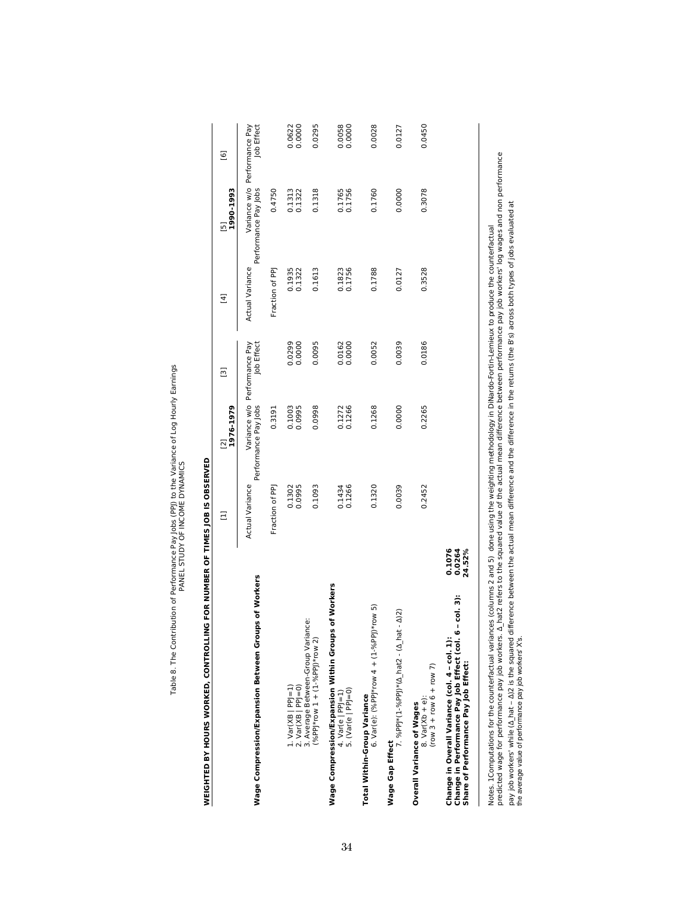Table 8. The Contribution of Performance Pay Jobs (PPJ) to the Variance of Log Hourly Earnings
PANEL STUDY OF INCOME DYNAMICS

**WEIGHTED BY HOURS WORKED, CONTROLLING FOR NUMBER OF TIMES JOB IS OBSERVED**

| | [1] | [2] | [3] | [4] | [5] | [6] |
|---|---|---|---|---|---|---|
| | | 1976-1979 | | | 1990-1993 | |
| | Actual Variance | Variance w/o Performance Pay Jobs | Performance Pay Job Effect | Actual Variance | Variance w/o Performance Pay Jobs | Performance Pay Job Effect |
| **Wage Compression/Expansion Between Groups of Workers** | Fraction of PPJ | 0.3191 | | Fraction of PPJ | 0.4750 | |
| 1. Var(XB \| PPJ=1) | 0.1302 | 0.1003 | 0.0299 | 0.1935 | 0.1313 | 0.0622 |
| 2. Var(XB \| PPJ=0) | 0.0995 | 0.0995 | 0.0000 | 0.1322 | 0.1322 | 0.0000 |
| 3. Average Between-Group Variance: (%PPJ)*row 1 + (1-%PPJ)*row 2) | 0.1093 | 0.0998 | 0.0095 | 0.1613 | 0.1318 | 0.0295 |
| **Wage Compression/Expansion Within Groups of Workers** | | | | | | |
| 4. Var(e \| PPJ=1) | 0.1434 | 0.1272 | 0.0162 | 0.1823 | 0.1765 | 0.0058 |
| 5. (Var(e \| PPJ=0) | 0.1266 | 0.1266 | 0.0000 | 0.1756 | 0.1756 | 0.0000 |
| **Total Within-Group Variance** | | | | | | |
| 6. Var(e): (%PPJ)*row 4 + (1-%PPJ)*row 5) | 0.1320 | 0.1268 | 0.0052 | 0.1788 | 0.1760 | 0.0028 |
| **Wage Gap Effect** | | | | | | |
| 7. %PPJ*(1-%PPJ)*(Δ_hat2 - (Δ_hat - Δ)2) | 0.0039 | 0.0000 | 0.0039 | 0.0127 | 0.0000 | 0.0127 |
| **Overall Variance of Wages** | | | | | | |
| 8. Var(Xb + e): (row 3 + row 6 + row 7) | 0.2452 | 0.2265 | 0.0186 | 0.3528 | 0.3078 | 0.0450 |
| **Change in Overall Variance (col. 4 – col. 1):** | 0.1076 | | | | | |
| **Change in Performance Pay Job Effect (col. 6 – col. 3):** | 0.0264 | | | | | |
| **Share of Performance Pay Job Effect:** | 24.52% | | | | | |

Notes. 1Computations for the counterfactual variances (columns 2 and 5) done using the weighting methodology in DiNardo-Fortin-Lemieux to produce the counterfactual predicted wage for performance pay job workers. Δ_hat2 refers to the squared value of the actual mean difference between performance pay job workers' log wages and non performance pay job workers' while (Δ_hat – Δ)2 is the squared difference between the actual mean difference and the difference in the returns (the B's) across both types of jobs evaluated at the average value of performance pay job workers' X's.